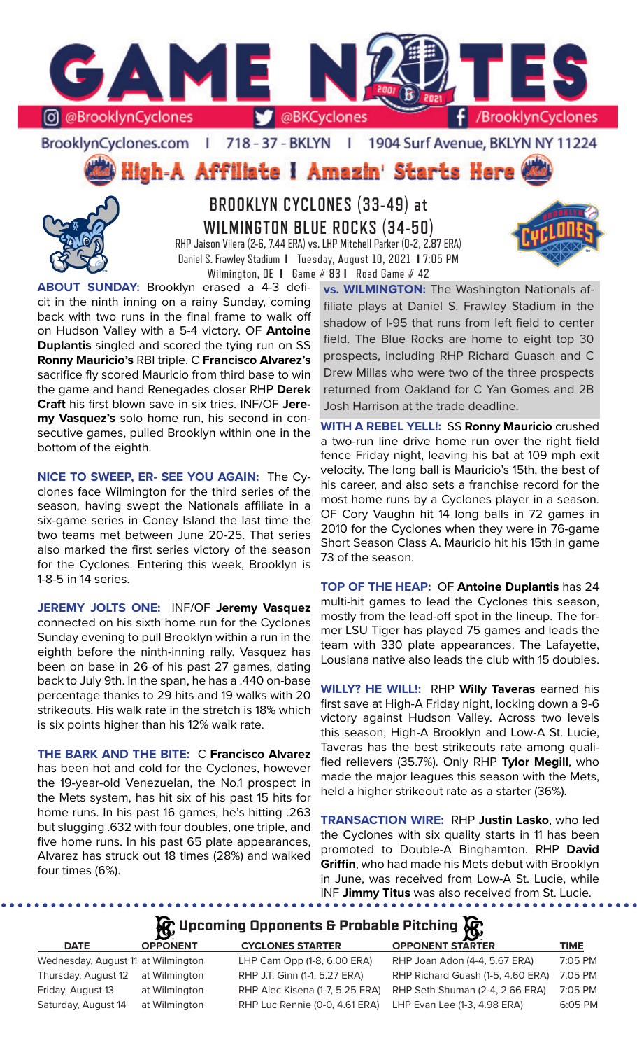# GAME NOTES

@BrooklynCyclones | @BKCyclones | /BrooklynCyclones

BrooklynCyclones.com | 718-37-BKLYN | 1904 Surf Avenue, BKLYN NY 11224

**High-A Affiliate | Amazin' Starts Here**

## BROOKLYN CYCLONES (33-49) at WILMINGTON BLUE ROCKS (34-50)

RHP Jaison Vilera (2-6, 7.44 ERA) vs. LHP Mitchell Parker (0-2, 2.87 ERA)

Daniel S. Frawley Stadium | Tuesday, August 10, 2021 | 7:05 PM

Wilmington, DE | Game # 83 | Road Game # 42

**ABOUT SUNDAY:** Brooklyn erased a 4-3 deficit in the ninth inning on a rainy Sunday, coming back with two runs in the final frame to walk off on Hudson Valley with a 5-4 victory. OF **Antoine Duplantis** singled and scored the tying run on SS **Ronny Mauricio's** RBI triple. C **Francisco Alvarez's** sacrifice fly scored Mauricio from third base to win the game and hand Renegades closer RHP **Derek Craft** his first blown save in six tries. INF/OF **Jeremy Vasquez's** solo home run, his second in consecutive games, pulled Brooklyn within one in the bottom of the eighth.

**NICE TO SWEEP, ER- SEE YOU AGAIN:** The Cyclones face Wilmington for the third series of the season, having swept the Nationals affiliate in a six-game series in Coney Island the last time the two teams met between June 20-25. That series also marked the first series victory of the season for the Cyclones. Entering this week, Brooklyn is 1-8-5 in 14 series.

**JEREMY JOLTS ONE:** INF/OF **Jeremy Vasquez** connected on his sixth home run for the Cyclones Sunday evening to pull Brooklyn within a run in the eighth before the ninth-inning rally. Vasquez has been on base in 26 of his past 27 games, dating back to July 9th. In the span, he has a .440 on-base percentage thanks to 29 hits and 19 walks with 20 strikeouts. His walk rate in the stretch is 18% which is six points higher than his 12% walk rate.

**THE BARK AND THE BITE:** C **Francisco Alvarez** has been hot and cold for the Cyclones, however the 19-year-old Venezuelan, the No.1 prospect in the Mets system, has hit six of his past 15 hits for home runs. In his past 16 games, he's hitting .263 but slugging .632 with four doubles, one triple, and five home runs. In his past 65 plate appearances, Alvarez has struck out 18 times (28%) and walked four times (6%).

**vs. WILMINGTON:** The Washington Nationals affiliate plays at Daniel S. Frawley Stadium in the shadow of I-95 that runs from left field to center field. The Blue Rocks are home to eight top 30 prospects, including RHP Richard Guasch and C Drew Millas who were two of the three prospects returned from Oakland for C Yan Gomes and 2B Josh Harrison at the trade deadline.

**WITH A REBEL YELL!:** SS **Ronny Mauricio** crushed a two-run line drive home run over the right field fence Friday night, leaving his bat at 109 mph exit velocity. The long ball is Mauricio's 15th, the best of his career, and also sets a franchise record for the most home runs by a Cyclones player in a season. OF Cory Vaughn hit 14 long balls in 72 games in 2010 for the Cyclones when they were in 76-game Short Season Class A. Mauricio hit his 15th in game 73 of the season.

**TOP OF THE HEAP:** OF **Antoine Duplantis** has 24 multi-hit games to lead the Cyclones this season, mostly from the lead-off spot in the lineup. The former LSU Tiger has played 75 games and leads the team with 330 plate appearances. The Lafayette, Lousiana native also leads the club with 15 doubles.

**WILLY? HE WILL!:** RHP **Willy Taveras** earned his first save at High-A Friday night, locking down a 9-6 victory against Hudson Valley. Across two levels this season, High-A Brooklyn and Low-A St. Lucie, Taveras has the best strikeouts rate among qualified relievers (35.7%). Only RHP **Tylor Megill**, who made the major leagues this season with the Mets, held a higher strikeout rate as a starter (36%).

**TRANSACTION WIRE:** RHP **Justin Lasko**, who led the Cyclones with six quality starts in 11 has been promoted to Double-A Binghamton. RHP **David Griffin**, who had made his Mets debut with Brooklyn in June, was received from Low-A St. Lucie, while INF **Jimmy Titus** was also received from St. Lucie.

## Upcoming Opponents & Probable Pitching

| DATE | OPPONENT | CYCLONES STARTER | OPPONENT STARTER | TIME |
|---|---|---|---|---|
| Wednesday, August 11 | at Wilmington | LHP Cam Opp (1-8, 6.00 ERA) | RHP Joan Adon (4-4, 5.67 ERA) | 7:05 PM |
| Thursday, August 12 | at Wilmington | RHP J.T. Ginn (1-1, 5.27 ERA) | RHP Richard Guash (1-5, 4.60 ERA) | 7:05 PM |
| Friday, August 13 | at Wilmington | RHP Alec Kisena (1-7, 5.25 ERA) | RHP Seth Shuman (2-4, 2.66 ERA) | 7:05 PM |
| Saturday, August 14 | at Wilmington | RHP Luc Rennie (0-0, 4.61 ERA) | LHP Evan Lee (1-3, 4.98 ERA) | 6:05 PM |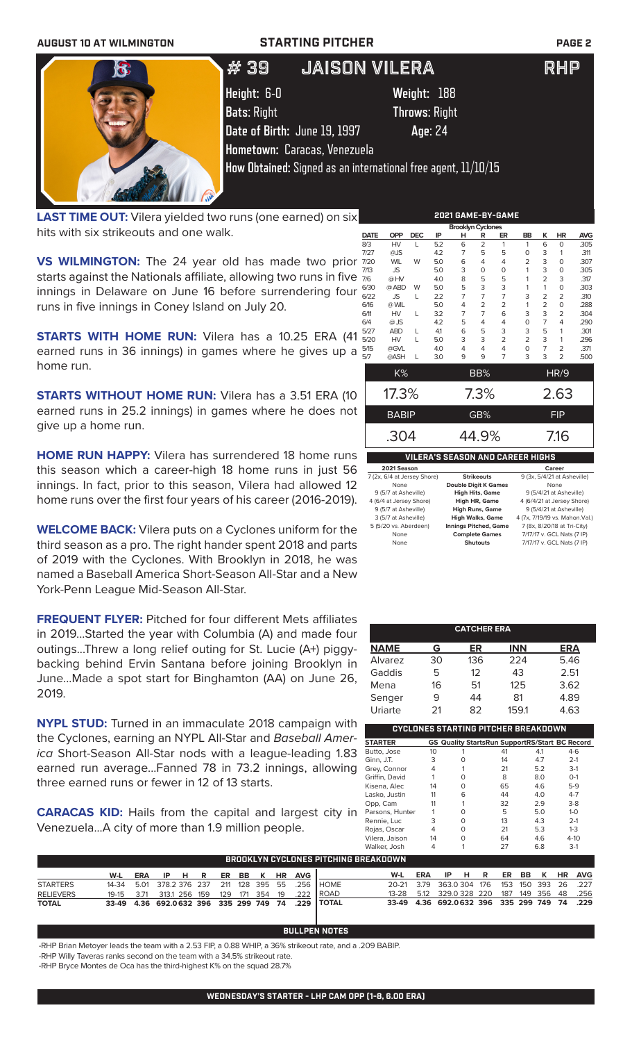AUGUST 10 AT WILMINGTON — STARTING PITCHER

# # 39 JAISON VILERA — RHP

**Height:** 6-0 **Weight:** 188
**Bats:** Right **Throws:** Right
**Date of Birth:** June 19, 1997 **Age:** 24
**Hometown:** Caracas, Venezuela
**How Obtained:** Signed as an international free agent, 11/10/15

**LAST TIME OUT:** Vilera yielded two runs (one earned) on six hits with six strikeouts and one walk.

**VS WILMINGTON:** The 24 year old has made two prior starts against the Nationals affiliate, allowing two runs in five innings in Delaware on June 16 before surrendering four runs in five innings in Coney Island on July 20.

**STARTS WITH HOME RUN:** Vilera has a 10.25 ERA (41 earned runs in 36 innings) in games where he gives up a home run.

**STARTS WITHOUT HOME RUN:** Vilera has a 3.51 ERA (10 earned runs in 25.2 innings) in games where he does not give up a home run.

**HOME RUN HAPPY:** Vilera has surrendered 18 home runs this season which a career-high 18 home runs in just 56 innings. In fact, prior to this season, Vilera had allowed 12 home runs over the first four years of his career (2016-2019).

**WELCOME BACK:** Vilera puts on a Cyclones uniform for the third season as a pro. The right hander spent 2018 and parts of 2019 with the Cyclones. With Brooklyn in 2018, he was named a Baseball America Short-Season All-Star and a New York-Penn League Mid-Season All-Star.

**FREQUENT FLYER:** Pitched for four different Mets affiliates in 2019...Started the year with Columbia (A) and made four outings...Threw a long relief outing for St. Lucie (A+) piggy-backing behind Ervin Santana before joining Brooklyn in June...Made a spot start for Binghamton (AA) on June 26, 2019.

**NYPL STUD:** Turned in an immaculate 2018 campaign with the Cyclones, earning an NYPL All-Star and *Baseball America* Short-Season All-Star nods with a league-leading 1.83 earned run average...Fanned 78 in 73.2 innings, allowing three earned runs or fewer in 12 of 13 starts.

**CARACAS KID:** Hails from the capital and largest city in Venezuela...A city of more than 1.9 million people.

### 2021 GAME-BY-GAME

Brooklyn Cyclones

| DATE | OPP | DEC | IP | H | R | ER | BB | K | HR | AVG |
|---|---|---|---|---|---|---|---|---|---|---|
| 8/3 | HV | L | 5.2 | 6 | 2 | 1 | 1 | 6 | 0 | .305 |
| 7/27 | @JS | | 4.2 | 7 | 5 | 5 | 0 | 3 | 1 | .311 |
| 7/20 | WIL | W | 5.0 | 6 | 4 | 4 | 2 | 3 | 0 | .307 |
| 7/13 | JS | | 5.0 | 3 | 0 | 0 | 1 | 3 | 0 | .305 |
| 7/6 | @HV | | 4.0 | 8 | 5 | 5 | 1 | 2 | 3 | .317 |
| 6/30 | @ABD | W | 5.0 | 5 | 3 | 3 | 1 | 1 | 0 | .303 |
| 6/22 | JS | L | 2.2 | 7 | 7 | 7 | 3 | 2 | 2 | .310 |
| 6/16 | @WIL | | 5.0 | 4 | 2 | 2 | 1 | 2 | 0 | .288 |
| 6/11 | HV | L | 3.2 | 7 | 7 | 6 | 3 | 3 | 2 | .304 |
| 6/4 | @JS | | 4.2 | 5 | 4 | 4 | 0 | 7 | 4 | .290 |
| 5/27 | ABD | L | 4.1 | 6 | 5 | 3 | 3 | 5 | 1 | .301 |
| 5/20 | HV | L | 5.0 | 3 | 3 | 2 | 2 | 3 | 1 | .296 |
| 5/15 | @GVL | | 4.0 | 4 | 4 | 4 | 0 | 7 | 2 | .371 |
| 5/7 | @ASH | L | 3.0 | 9 | 9 | 7 | 3 | 3 | 2 | .500 |

| K% | BB% | HR/9 |
|---|---|---|
| 17.3% | 7.3% | 2.63 |

| BABIP | GB% | FIP |
|---|---|---|
| .304 | 44.9% | 7.16 |

### VILERA'S SEASON AND CAREER HIGHS

| 2021 Season | | Career |
|---|---|---|
| 7 (2x, 6/4 at Jersey Shore) | Strikeouts | 9 (3x, 5/4/21 at Asheville) |
| None | Double Digit K Games | None |
| 9 (5/7 at Asheville) | High Hits, Game | 9 (5/4/21 at Asheville) |
| 4 (6/4 at Jersey Shore) | High HR, Game | 4 (6/4/21 at Jersey Shore) |
| 9 (5/7 at Asheville) | High Runs, Game | 9 (5/4/21 at Asheville) |
| 3 (5/7 at Asheville) | High Walks, Game | 4 (7x, 7/19/19 vs. Mahon.Val.) |
| 5 (5/20 vs. Aberdeen) | Innings Pitched, Game | 7 (8x, 8/20/18 at Tri-City) |
| None | Complete Games | 7/17/17 v. GCL Nats (7 IP) |
| None | Shutouts | 7/17/17 v. GCL Nats (7 IP) |

### CATCHER ERA

| NAME | G | ER | INN | ERA |
|---|---|---|---|---|
| Alvarez | 30 | 136 | 224 | 5.46 |
| Gaddis | 5 | 12 | 43 | 2.51 |
| Mena | 16 | 51 | 125 | 3.62 |
| Senger | 9 | 44 | 81 | 4.89 |
| Uriarte | 21 | 82 | 159.1 | 4.63 |

### CYCLONES STARTING PITCHER BREAKDOWN

| STARTER | GS | Quality Starts | Run Support | RS/Start | BC Record |
|---|---|---|---|---|---|
| Butto, Jose | 10 | 1 | 41 | 4.1 | 4-6 |
| Ginn, J.T. | 3 | 0 | 14 | 4.7 | 2-1 |
| Grey, Connor | 4 | 1 | 21 | 5.2 | 3-1 |
| Griffin, David | 1 | 0 | 8 | 8.0 | 0-1 |
| Kisena, Alec | 14 | 0 | 65 | 4.6 | 5-9 |
| Lasko, Justin | 11 | 6 | 44 | 4.0 | 4-7 |
| Opp, Cam | 11 | 1 | 32 | 2.9 | 3-8 |
| Parsons, Hunter | 1 | 0 | 5 | 5.0 | 1-0 |
| Rennie, Luc | 3 | 0 | 13 | 4.3 | 2-1 |
| Rojas, Oscar | 4 | 0 | 21 | 5.3 | 1-3 |
| Vilera, Jaison | 14 | 0 | 64 | 4.6 | 4-10 |
| Walker, Josh | 4 | 1 | 27 | 6.8 | 3-1 |

### BROOKLYN CYCLONES PITCHING BREAKDOWN

| | W-L | ERA | IP | H | R | ER | BB | K | HR | AVG |
|---|---|---|---|---|---|---|---|---|---|---|
| STARTERS | 14-34 | 5.01 | 378.2 | 376 | 237 | 211 | 128 | 395 | 55 | .256 |
| RELIEVERS | 19-15 | 3.71 | 313.1 | 256 | 159 | 129 | 171 | 354 | 19 | .222 |
| TOTAL | 33-49 | 4.36 | 692.0 | 632 | 396 | 335 | 299 | 749 | 74 | .229 |

| | W-L | ERA | IP | H | R | ER | BB | K | HR | AVG |
|---|---|---|---|---|---|---|---|---|---|---|
| HOME | 20-21 | 3.79 | 363.0 | 304 | 176 | 153 | 150 | 393 | 26 | .227 |
| ROAD | 13-28 | 5.12 | 329.0 | 328 | 220 | 187 | 149 | 356 | 48 | .256 |
| TOTAL | 33-49 | 4.36 | 692.0 | 632 | 396 | 335 | 299 | 749 | 74 | .229 |

### BULLPEN NOTES

-RHP Brian Metoyer leads the team with a 2.53 FIP, a 0.88 WHIP, a 36% strikeout rate, and a .209 BABIP.

-RHP Willy Taveras ranks second on the team with a 34.5% strikeout rate.

-RHP Bryce Montes de Oca has the third-highest K% on the squad 28.7%

**WEDNESDAY'S STARTER - LHP CAM OPP (1-8, 6.00 ERA)**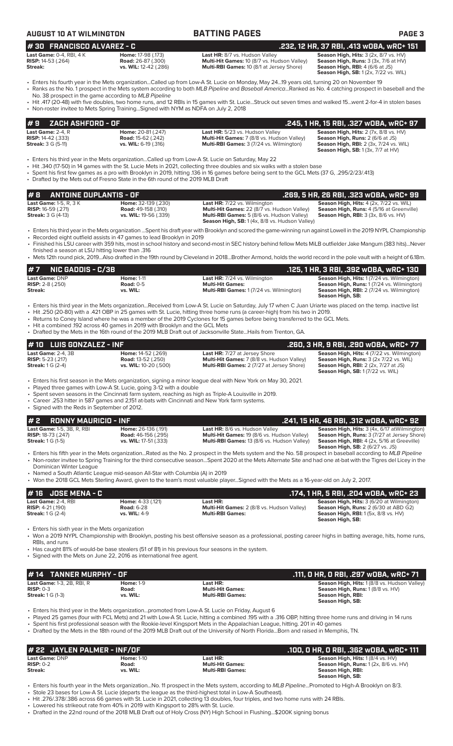# AUGUST 10 AT WILMINGTON — BATTING PAGES

## # 30 FRANCISCO ALVAREZ - C — .232, 12 HR, 37 RBI, .413 wOBA, wRC+ 151

**Last Game:** 0-4, RBI, 4 K
**RISP:** 14-53 (.264)
**Streak:**

**Home:** 17-98 (.173)
**Road:** 26-87 (.300)
**vs. WIL:** 12-42 (.286)

**Last HR:** 8/7 vs. Hudson Valley
**Multi-Hit Games:** 10 (8/7 vs. Hudson Valley)
**Multi-RBI Games:** 10 (8/1 at Jersey Shore)

**Season High, Hits:** 3 (2x, 8/7 vs. HV)
**Season High, Runs:** 3 (3x, 7/6 at HV)
**Season High, RBI:** 4 (6/6 at JS)
**Season High, SB:** 1 (2x, 7/22 vs. WIL)

- Enters his fourth year in the Mets organization...Called up from Low-A St. Lucie on Monday, May 24...19 years old, turning 20 on November 19
- Ranks as the No. 1 prospect in the Mets system according to both *MLB Pipeline* and *Baseball America*...Ranked as No. 4 catching prospect in baseball and the No. 38 prospect in the game according to *MLB Pipeline*
- Hit .417 (20-48) with five doubles, two home runs, and 12 RBIs in 15 games with St. Lucie...Struck out seven times and walked 15...went 2-for-4 in stolen bases
- Non-roster invitee to Mets Spring Training...Signed with NYM as NDFA on July 2, 2018

## # 9 ZACH ASHFORD - OF — .245, 1 HR, 15 RBI, .327 wOBA, wRC+ 97

**Last Game:** 2-4, R
**RISP:** 14-42 (.333)
**Streak:** 3 G (5-11)

**Home:** 20-81 (.247)
**Road:** 15-62 (.242)
**vs. WIL:** 6-19 (.316)

**Last HR:** 5/23 vs. Hudson Valley
**Multi-Hit Games:** 7 (8/8 vs. Hudson Valley)
**Multi-RBI Games:** 3 (7/24 vs. Wilmington)

**Season High, Hits:** 2 (7x, 8/8 vs. HV)
**Season High, Runs:** 2 (6/6 at JS)
**Season High, RBI:** 2 (3x, 7/24 vs. WIL)
**Season High, SB:** 1 (3x, 7/7 at HV)

- Enters his third year in the Mets organization...Called up from Low-A St. Lucie on Saturday, May 22
- Hit .340 (17-50) in 14 games with the St. Lucie Mets in 2021, collecting three doubles and six walks with a stolen base
- Spent his first few games as a pro with Brooklyn in 2019, hitting .136 in 16 games before being sent to the GCL Mets (37 G, .295/2/23/.413)
- Drafted by the Mets out of Fresno State in the 6th round of the 2019 MLB Draft

## # 8 ANTOINE DUPLANTIS - OF — .269, 5 HR, 26 RBI, .323 wOBA, wRC+ 99

**Last Game:** 1-5, R, 3 K
**RISP:** 16-59 (.271)
**Streak:** 3 G (4-13)

**Home:** 32-139 (.230)
**Road:** 49-158 (.310)
**vs. WIL:** 19-56 (.339)

**Last HR:** 7/22 vs. Wilmington
**Multi-Hit Games:** 22 (8/7 vs. Hudson Valley)
**Multi-RBI Games:** 5 (8/6 vs. Hudson Valley)
**Season High, SB:** 1 (4x, 8/8 vs. Hudson Valley)

**Season High, Hits:** 4 (2x, 7/22 vs. WIL)
**Season High, Runs:** 4 (5/16 at Greenville)
**Season High, RBI:** 3 (3x, 8/6 vs. HV)

- Enters his third year in the Mets organization ...Spent his draft year with Brooklyn and scored the game-winning run against Lowell in the 2019 NYPL Championship
- Recorded eight outfield assists in 47 games to lead Brooklyn in 2019
- Finished his LSU career with 359 hits, most in school history and second-most in SEC history behind fellow Mets MiLB outfielder Jake Mangum (383 hits)...Never finished a season at LSU hitting lower than .316
- Mets 12th round pick, 2019...Also drafted in the 19th round by Cleveland in 2018...Brother Armond, holds the world record in the pole vault with a height of 6.18m.

## # 7 NIC GADDIS - C/3B — .125, 1 HR, 3 RBI, .392 wOBA, wRC+ 130

**Last Game:** DNP
**RISP:** 2-8 (.250)
**Streak:**

**Home:** 1-11
**Road:** 0-5
**vs. WIL:**

**Last HR:** 7/24 vs. Wilmington
**Multi-Hit Games:**
**Multi-RBI Games:** 1 (7/24 vs. Wilmington)

**Season High, Hits:** 1 (7/24 vs. Wilmington)
**Season High, Runs:** 1 (7/24 vs. Wilmington)
**Season High, RBI:** 2 (7/24 vs. Wilmington)
**Season High, SB:**

- Enters his third year in the Mets organization...Received from Low-A St. Lucie on Saturday, July 17 when C Juan Uriarte was placed on the temp. inactive list
- Hit .250 (20-80) with a .421 OBP in 25 games with St. Lucie, hitting three home runs (a career-high) from his two in 2019.
- Returns to Coney Island where he was a member of the 2019 Cyclones for 15 games before being transferred to the GCL Mets.
- Hit a combined .192 across 40 games in 2019 with Brooklyn and the GCL Mets
- Drafted by the Mets in the 16th round of the 2019 MLB Draft out of Jacksonville State...Hails from Trenton, GA.

## # 10 LUIS GONZALEZ - INF — .260, 3 HR, 9 RBI, .290 wOBA, wRC+ 77

**Last Game:** 2-4, 3B
**RISP:** 5-23 (.217)
**Streak:** 1 G (2-4)

**Home:** 14-52 (.269)
**Road:** 13-52 (.250)
**vs. WIL:** 10-20 (.500)

**Last HR:** 7/27 at Jersey Shore
**Multi-Hit Games:** 7 (8/8 vs. Hudson Valley)
**Multi-RBI Games:** 2 (7/27 at Jersey Shore)

**Season High, Hits:** 4 (7/22 vs. Wilmington)
**Season High, Runs:** 3 (2x 7/22 vs. WIL)
**Season High, RBI:** 2 (2x, 7/27 at JS)
**Season High, SB:** 1 (7/22 vs. WIL)

- Enters his first season in the Mets organization, signing a minor league deal with New York on May 30, 2021.
- Played three games with Low-A St. Lucie, going 3-12 with a double
- Spent seven seasons in the Cincinnati farm system, reaching as high as Triple-A Louisville in 2019.
- Career .253 hitter in 587 games and 2,151 at-bats with Cincinnati and New York farm systems.
- Signed with the Reds in September of 2012.

## # 2 RONNY MAURICIO - INF — .241, 15 HR, 46 RBI, .312 wOBA, wRC+ 92

**Last Game:** 1-5, 3B, R, RBI
**RISP:** 18-73 (.247)
**Streak:** 1 G (1-5)

**Home:** 26-136 (.191)
**Road:** 46-156 (.295)
**vs. WIL:** 17-51 (.333)

**Last HR:** 8/6 vs. Hudson Valley
**Multi-Hit Games:** 19 (8/6 vs. Hudson Valley)
**Multi-RBI Games:** 13 (8/6 vs. Hudson Valley)

**Season High, Hits:** 3 (4x, 6/17 atWilmington)
**Season High, Runs:** 3 (7/27 at Jersey Shore)
**Season High, RBI:** 4 (2x, 5/16 at Greeville)
**Season High, SB:** 2 (6/27 vs. JS)

- Enters his fifth year in the Mets organization...Rated as the No. 2 prospect in the Mets system and the No. 58 prospect in baseball according to *MLB Pipeline*
- Non-roster invitee to Spring Training for the third consecutive season...Spent 2020 at the Mets Alternate Site and had one at-bat with the Tigres del Licey in the Dominican Winter League
- Named a South Atlantic League mid-season All-Star with Columbia (A) in 2019
- Won the 2018 GCL Mets Sterling Award, given to the team's most valuable player...Signed with the Mets as a 16-year-old on July 2, 2017.

## # 16 JOSE MENA - C — .174, 1 HR, 5 RBI, .204 wOBA, wRC+ 23

**Last Game:** 2-4, RBI
**RISP:** 4-21 (.190)
**Streak:** 1 G (2-4)

**Home:** 4-33 (.121)
**Road:** 6-28
**vs. WIL:** 4-9

**Last HR:**
**Multi-Hit Games:** 2 (8/8 vs. Hudson Valley)
**Multi-RBI Games:**

**Season High, Hits:** 3 (6/20 at Wilmington)
**Season High, Runs:** 2 (6/30 at ABD G2)
**Season High, RBI:** 1 (5x, 8/8 vs. HV)
**Season High, SB:**

- Enters his sixth year in the Mets organization
- Won a 2019 NYPL Championship with Brooklyn, posting his best offensive season as a professional, posting career highs in batting average, hits, home runs, RBIs, and runs
- Has caught 81% of would-be base stealers (51 of 81) in his previous four seasons in the system.
- Signed with the Mets on June 22, 2016 as international free agent.

## # 14 TANNER MURPHY - OF — .111, 0 HR, 0 RBI, .297 wOBA, wRC+ 71

**Last Game:** 1-3, 2B, RBI, R
**RISP:** 0-3
**Streak:** 1 G (1-3)

**Home:** 1-9
**Road:**
**vs. WIL:**

**Last HR:**
**Multi-Hit Games:**
**Multi-RBI Games:**

**Season High, Hits:** 1 (8/8 vs. Hudson Valley)
**Season High, Runs:** 1 (8/8 vs. HV)
**Season High, RBI:**
**Season High, SB:**

- Enters his third year in the Mets organization...promoted from Low-A St. Lucie on Friday, August 6
- Played 25 games (four with FCL Mets) and 21 with Low-A St. Lucie, hitting a combined .195 with a .316 OBP, hitting three home runs and driving in 14 runs
- Spent his first professional season with the Rookie-level Kingsport Mets in the Appalachian League, hitting. 201 in 40 games
- Drafted by the Mets in the 18th round of the 2019 MLB Draft out of the University of North Florida...Born and raised in Memphis, TN.

## # 22 JAYLEN PALMER - INF/OF — .100, 0 HR, 0 RBI, .362 wOBA, wRC+ 111

**Last Game:** DNP
**RISP:** 0-2
**Streak:**

**Home:** 1-10
**Road:**
**vs. WIL:**

**Last HR:**
**Multi-Hit Games:**
**Multi-RBI Games:**

**Season High, Hits:** 1 (8/4 vs. HV)
**Season High, Runs:** 1 (2x, 8/6 vs. HV)
**Season High, RBI:**
**Season High, SB:**

- Enters his fourth year in the Mets organization...No. 11 prospect in the Mets system, according to *MLB Pipeline*...Promoted to High-A Brooklyn on 8/3.
- Stole 23 bases for Low-A St. Lucie (departs the league as the third-highest total in Low-A Southeast).
- Hit .276/.378/.386 across 66 games with St. Lucie in 2021, collecting 13 doubles, four triples, and two home runs with 24 RBIs.
- Lowered his strikeout rate from 40% in 2019 with Kingsport to 28% with St. Lucie.
- Drafted in the 22nd round of the 2018 MLB Draft out of Holy Cross (NY) High School in Flushing...$200K signing bonus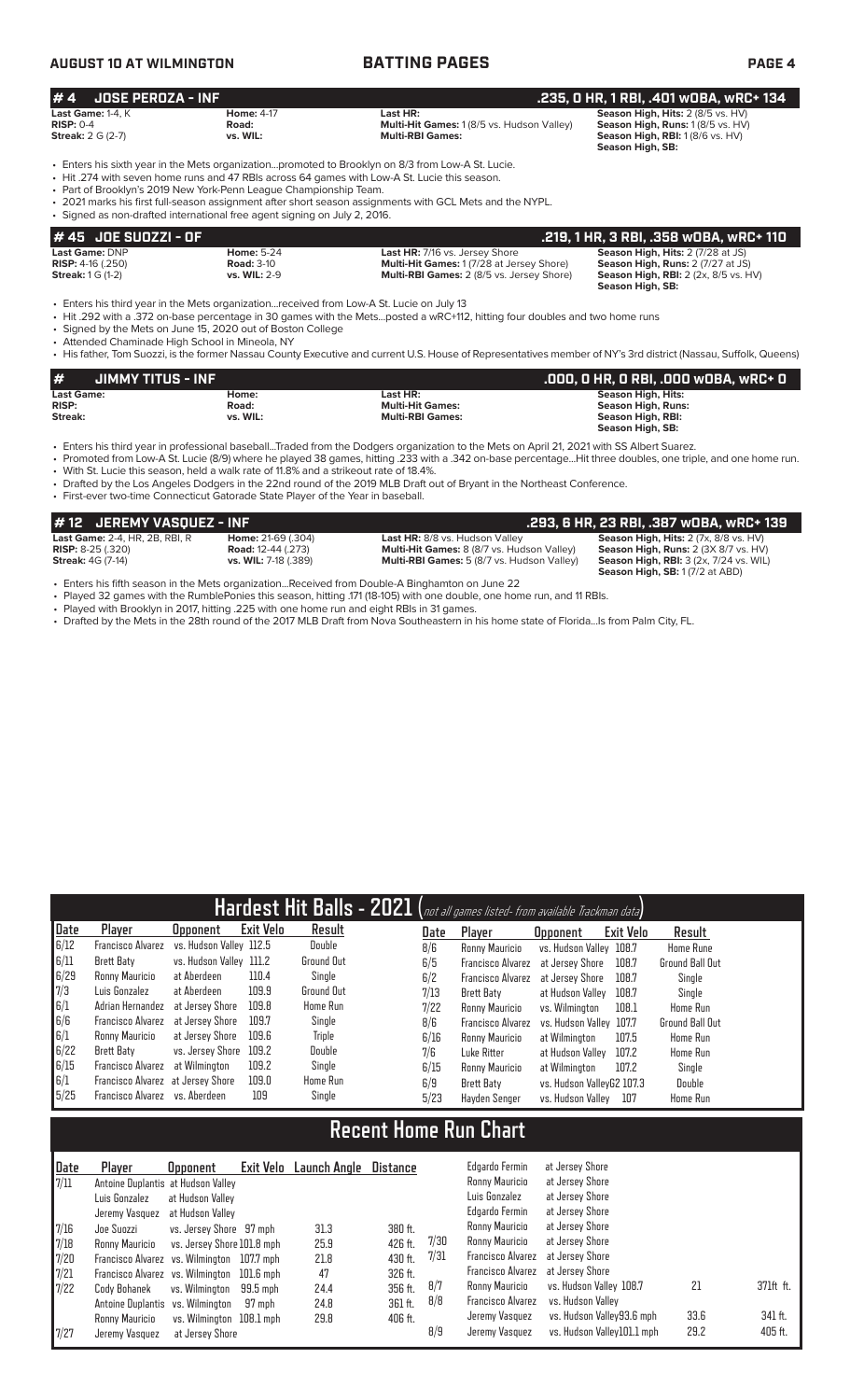## # 4 JOSE PEROZA - INF

**.235, 0 HR, 1 RBI, .401 wOBA, wRC+ 134**

| | | | |
|---|---|---|---|
| **Last Game:** 1-4, K | **Home:** 4-17 | **Last HR:** | **Season High, Hits:** 2 (8/5 vs. HV) |
| **RISP:** 0-4 | **Road:** | **Multi-Hit Games:** 1 (8/5 vs. Hudson Valley) | **Season High, Runs:** 1 (8/5 vs. HV) |
| **Streak:** 2 G (2-7) | **vs. WIL:** | **Multi-RBI Games:** | **Season High, RBI:** 1 (8/6 vs. HV) |
| | | | **Season High, SB:** |

- Enters his sixth year in the Mets organization...promoted to Brooklyn on 8/3 from Low-A St. Lucie.
- Hit .274 with seven home runs and 47 RBIs across 64 games with Low-A St. Lucie this season.
- Part of Brooklyn's 2019 New York-Penn League Championship Team.
- 2021 marks his first full-season assignment after short season assignments with GCL Mets and the NYPL.
- Signed as non-drafted international free agent signing on July 2, 2016.

## # 45 JOE SUOZZI - OF

**.219, 1 HR, 3 RBI, .358 wOBA, wRC+ 110**

| | | | |
|---|---|---|---|
| **Last Game:** DNP | **Home:** 5-24 | **Last HR:** 7/16 vs. Jersey Shore | **Season High, Hits:** 2 (7/28 at JS) |
| **RISP:** 4-16 (.250) | **Road:** 3-10 | **Multi-Hit Games:** 1 (7/28 at Jersey Shore) | **Season High, Runs:** 2 (7/27 at JS) |
| **Streak:** 1 G (1-2) | **vs. WIL:** 2-9 | **Multi-RBI Games:** 2 (8/5 vs. Jersey Shore) | **Season High, RBI:** 2 (2x, 8/5 vs. HV) |
| | | | **Season High, SB:** |

- Enters his third year in the Mets organization...received from Low-A St. Lucie on July 13
- Hit .292 with a .372 on-base percentage in 30 games with the Mets...posted a wRC+112, hitting four doubles and two home runs
- Signed by the Mets on June 15, 2020 out of Boston College
- Attended Chaminade High School in Mineola, NY
- His father, Tom Suozzi, is the former Nassau County Executive and current U.S. House of Representatives member of NY's 3rd district (Nassau, Suffolk, Queens)

## # JIMMY TITUS - INF

**.000, 0 HR, 0 RBI, .000 wOBA, wRC+ 0**

| | | | |
|---|---|---|---|
| **Last Game:** | **Home:** | **Last HR:** | **Season High, Hits:** |
| **RISP:** | **Road:** | **Multi-Hit Games:** | **Season High, Runs:** |
| **Streak:** | **vs. WIL:** | **Multi-RBI Games:** | **Season High, RBI:** |
| | | | **Season High, SB:** |

- Enters his third year in professional baseball...Traded from the Dodgers organization to the Mets on April 21, 2021 with SS Albert Suarez.
- Promoted from Low-A St. Lucie (8/9) where he played 38 games, hitting .233 with a .342 on-base percentage...Hit three doubles, one triple, and one home run.
- With St. Lucie this season, held a walk rate of 11.8% and a strikeout rate of 18.4%.
- Drafted by the Los Angeles Dodgers in the 22nd round of the 2019 MLB Draft out of Bryant in the Northeast Conference.
- First-ever two-time Connecticut Gatorade State Player of the Year in baseball.

## # 12 JEREMY VASQUEZ - INF

**.293, 6 HR, 23 RBI, .387 wOBA, wRC+ 139**

| | | | |
|---|---|---|---|
| **Last Game:** 2-4, HR, 2B, RBI, R | **Home:** 21-69 (.304) | **Last HR:** 8/8 vs. Hudson Valley | **Season High, Hits:** 2 (7x, 8/8 vs. HV) |
| **RISP:** 8-25 (.320) | **Road:** 12-44 (.273) | **Multi-Hit Games:** 8 (8/7 vs. Hudson Valley) | **Season High, Runs:** 2 (3X 8/7 vs. HV) |
| **Streak:** 4G (7-14) | **vs. WIL:** 7-18 (.389) | **Multi-RBI Games:** 5 (8/7 vs. Hudson Valley) | **Season High, RBI:** 3 (2x, 7/24 vs. WIL) |
| | | | **Season High, SB:** 1 (7/2 at ABD) |

- Enters his fifth season in the Mets organization...Received from Double-A Binghamton on June 22
- Played 32 games with the RumblePonies this season, hitting .171 (18-105) with one double, one home run, and 11 RBIs.
- Played with Brooklyn in 2017, hitting .225 with one home run and eight RBIs in 31 games.
- Drafted by the Mets in the 28th round of the 2017 MLB Draft from Nova Southeastern in his home state of Florida...Is from Palm City, FL.

## Hardest Hit Balls - 2021 (not all games listed- from available Trackman data)

| Date | Player | Opponent | Exit Velo | Result |
|---|---|---|---|---|
| 6/12 | Francisco Alvarez | vs. Hudson Valley | 112.5 | Double |
| 6/11 | Brett Baty | vs. Hudson Valley | 111.2 | Ground Out |
| 6/29 | Ronny Mauricio | at Aberdeen | 110.4 | Single |
| 7/3 | Luis Gonzalez | at Aberdeen | 109.9 | Ground Out |
| 6/1 | Adrian Hernandez | at Jersey Shore | 109.8 | Home Run |
| 6/6 | Francisco Alvarez | at Jersey Shore | 109.7 | Single |
| 6/1 | Ronny Mauricio | at Jersey Shore | 109.6 | Triple |
| 6/22 | Brett Baty | vs. Jersey Shore | 109.2 | Double |
| 6/15 | Francisco Alvarez | at Wilmington | 109.2 | Single |
| 6/1 | Francisco Alvarez | at Jersey Shore | 109.0 | Home Run |
| 5/25 | Francisco Alvarez | vs. Aberdeen | 109 | Single |
| 8/6 | Ronny Mauricio | vs. Hudson Valley | 108.7 | Home Rune |
| 6/5 | Francisco Alvarez | at Jersey Shore | 108.7 | Ground Ball Out |
| 6/2 | Francisco Alvarez | at Jersey Shore | 108.7 | Single |
| 7/13 | Brett Baty | at Hudson Valley | 108.7 | Single |
| 7/22 | Ronny Mauricio | vs. Wilmington | 108.1 | Home Run |
| 8/6 | Francisco Alvarez | vs. Hudson Valley | 107.7 | Ground Ball Out |
| 6/16 | Ronny Mauricio | at Wilmington | 107.5 | Home Run |
| 7/6 | Luke Ritter | at Hudson Valley | 107.2 | Home Run |
| 6/15 | Ronny Mauricio | at Wilmington | 107.2 | Single |
| 6/9 | Brett Baty | vs. Hudson ValleyG2 | 107.3 | Double |
| 5/23 | Hayden Senger | vs. Hudson Valley | 107 | Home Run |

## Recent Home Run Chart

| Date | Player | Opponent | Exit Velo | Launch Angle | Distance |
|---|---|---|---|---|---|
| 7/11 | Antoine Duplantis | at Hudson Valley | | | |
| | Luis Gonzalez | at Hudson Valley | | | |
| | Jeremy Vasquez | at Hudson Valley | | | |
| 7/16 | Joe Suozzi | vs. Jersey Shore | 97 mph | 31.3 | 380 ft. |
| 7/18 | Ronny Mauricio | vs. Jersey Shore | 101.8 mph | 25.9 | 426 ft. |
| 7/20 | Francisco Alvarez | vs. Wilmington | 107.7 mph | 21.8 | 430 ft. |
| 7/21 | Francisco Alvarez | vs. Wilmington | 101.6 mph | 47 | 326 ft. |
| 7/22 | Cody Bohanek | vs. Wilmington | 99.5 mph | 24.4 | 356 ft. |
| | Antoine Duplantis | vs. Wilmington | 97 mph | 24.8 | 361 ft. |
| | Ronny Mauricio | vs. Wilmington | 108.1 mph | 29.8 | 406 ft. |
| 7/27 | Jeremy Vasquez | at Jersey Shore | | | |
| | Edgardo Fermin | at Jersey Shore | | | |
| | Ronny Mauricio | at Jersey Shore | | | |
| | Luis Gonzalez | at Jersey Shore | | | |
| | Edgardo Fermin | at Jersey Shore | | | |
| | Ronny Mauricio | at Jersey Shore | | | |
| 7/30 | Ronny Mauricio | at Jersey Shore | | | |
| 7/31 | Francisco Alvarez | at Jersey Shore | | | |
| | Francisco Alvarez | at Jersey Shore | | | |
| 8/7 | Ronny Mauricio | vs. Hudson Valley | 108.7 | 21 | 371ft ft. |
| 8/8 | Francisco Alvarez | vs. Hudson Valley | | | |
| | Jeremy Vasquez | vs. Hudson Valley | 93.6 mph | 33.6 | 341 ft. |
| 8/9 | Jeremy Vasquez | vs. Hudson Valley | 101.1 mph | 29.2 | 405 ft. |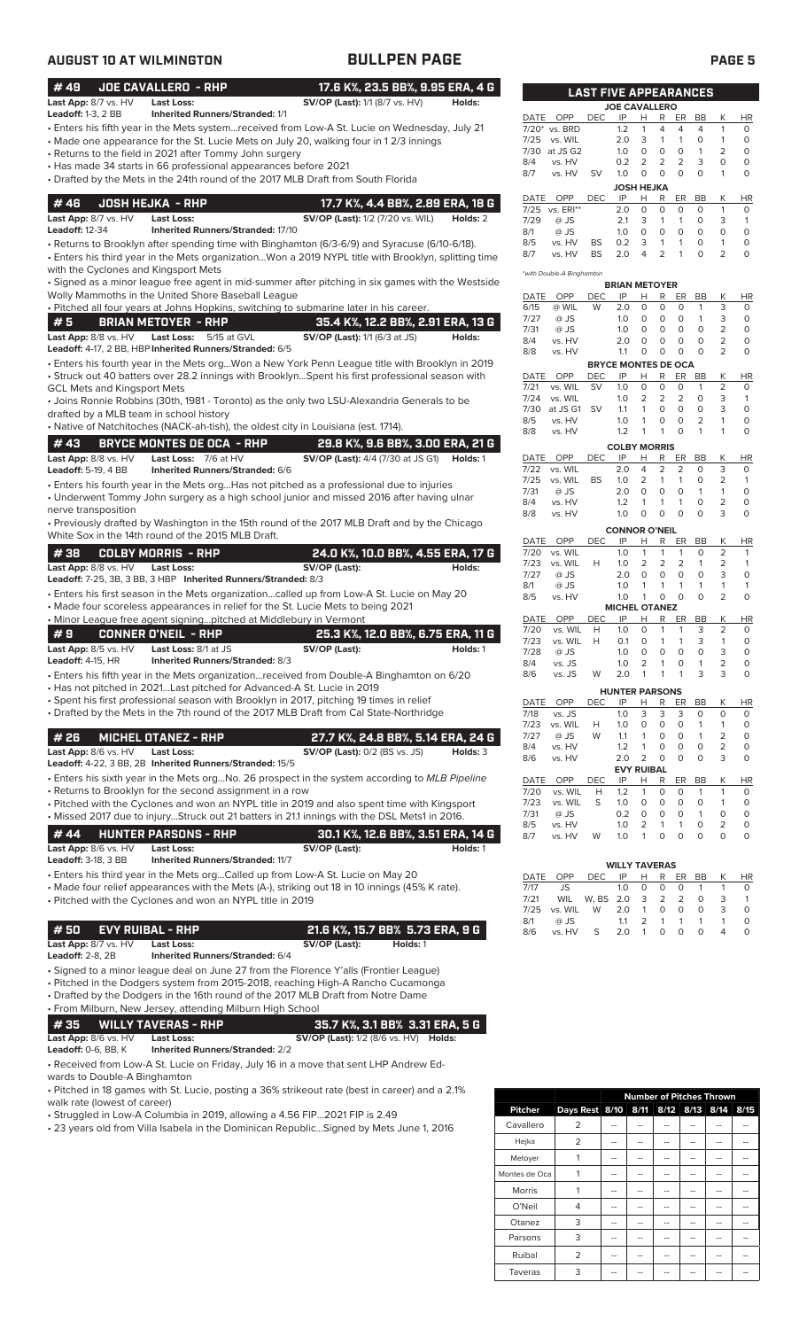## AUGUST 10 AT WILMINGTON — BULLPEN PAGE

### #49 JOE CAVALLERO - RHP — 17.6 K%, 23.5 BB%, 9.95 ERA, 4 G

**Last App:** 8/7 vs. HV **Last Loss:** **SV/OP (Last):** 1/1 (8/7 vs. HV) **Holds:**
**Leadoff:** 1-3, 2 BB **Inherited Runners/Stranded:** 1/1

- Enters his fifth year in the Mets system...received from Low-A St. Lucie on Wednesday, July 21
- Made one appearance for the St. Lucie Mets on July 20, walking four in 1 2/3 innings
- Returns to the field in 2021 after Tommy John surgery
- Has made 34 starts in 66 professional appearances before 2021
- Drafted by the Mets in the 24th round of the 2017 MLB Draft from South Florida

### #46 JOSH HEJKA - RHP — 17.7 K%, 4.4 BB%, 2.89 ERA, 18 G

**Last App:** 8/7 vs. HV **Last Loss:** **SV/OP (Last):** 1/2 (7/20 vs. WIL) **Holds:** 2
**Leadoff:** 12-34 **Inherited Runners/Stranded:** 17/10

- Returns to Brooklyn after spending time with Binghamton (6/3-6/9) and Syracuse (6/10-6/18).
- Enters his third year in the Mets organization...Won a 2019 NYPL title with Brooklyn, splitting time with the Cyclones and Kingsport Mets
- Signed as a minor league free agent in mid-summer after pitching in six games with the Westside Wolly Mammoths in the United Shore Baseball League
- Pitched all four years at Johns Hopkins, switching to submarine later in his career.

### #5 BRIAN METOYER - RHP — 35.4 K%, 12.2 BB%, 2.91 ERA, 13 G

**Last App:** 8/8 vs. HV **Last Loss:** 5/15 at GVL **SV/OP (Last):** 1/1 (6/3 at JS) **Holds:**
**Leadoff:** 4-17, 2 BB, HBP **Inherited Runners/Stranded:** 6/5

- Enters his fourth year in the Mets org...Won a New York Penn League title with Brooklyn in 2019
- Struck out 40 batters over 28.2 innings with Brooklyn...Spent his first professional season with GCL Mets and Kingsport Mets
- Joins Ronnie Robbins (30th, 1981 - Toronto) as the only two LSU-Alexandria Generals to be drafted by a MLB team in school history
- Native of Natchitoches (NACK-ah-tish), the oldest city in Louisiana (est. 1714).

### #43 BRYCE MONTES DE OCA - RHP — 29.8 K%, 9.6 BB%, 3.00 ERA, 21 G

**Last App:** 8/8 vs. HV **Last Loss:** 7/6 at HV **SV/OP (Last):** 4/4 (7/30 at JS G1) **Holds:** 1
**Leadoff:** 5-19, 4 BB **Inherited Runners/Stranded:** 6/6

- Enters his fourth year in the Mets org...Has not pitched as a professional due to injuries
- Underwent Tommy John surgery as a high school junior and missed 2016 after having ulnar nerve transposition
- Previously drafted by Washington in the 15th round of the 2017 MLB Draft and by the Chicago White Sox in the 14th round of the 2015 MLB Draft.

### #38 COLBY MORRIS - RHP — 24.0 K%, 10.0 BB%, 4.55 ERA, 17 G

**Last App:** 8/8 vs. HV **Last Loss:** **SV/OP (Last):** **Holds:**
**Leadoff:** 7-25, 3B, 3 BB, 3 HBP **Inherited Runners/Stranded:** 8/3

- Enters his first season in the Mets organization...called up from Low-A St. Lucie on May 20
- Made four scoreless appearances in relief for the St. Lucie Mets prior to being 2021
- Minor League free agent signing...pitched at Middlebury in Vermont

### #9 CONNER O'NEIL - RHP — 25.3 K%, 12.0 BB%, 6.75 ERA, 11 G

**Last App:** 8/5 vs. HV **Last Loss:** 8/1 at JS **SV/OP (Last):** **Holds:** 1
**Leadoff:** 4-15, HR **Inherited Runners/Stranded:** 8/3

- Enters his fifth year in the Mets organization...received from Double-A Binghamton on 6/20
- Has not pitched in 2021...Last pitched for Advanced-A St. Lucie in 2019
- Spent his first professional season with Brooklyn in 2017, pitching 19 times in relief
- Drafted by the Mets in the 7th round of the 2017 MLB Draft from Cal State-Northridge

### #26 MICHEL OTANEZ - RHP — 27.7 K%, 24.8 BB%, 5.14 ERA, 24 G

**Last App:** 8/6 vs. HV **Last Loss:** **SV/OP (Last):** 0/2 (BS vs. JS) **Holds:** 3
**Leadoff:** 4-22, 3 BB, 2B **Inherited Runners/Stranded:** 15/5

- Enters his sixth year in the Mets org...No. 26 prospect in the system according to *MLB Pipeline*
- Returns to Brooklyn for the second assignment in a row
- Pitched with the Cyclones and won an NYPL title in 2019 and also spent time with Kingsport
- Missed 2017 due to injury...Struck out 21 batters in 21.1 innings with the DSL Mets1 in 2016.

### #44 HUNTER PARSONS - RHP — 30.1 K%, 12.6 BB%, 3.51 ERA, 14 G

**Last App:** 8/6 vs. HV **Last Loss:** **SV/OP (Last):** **Holds:** 1
**Leadoff:** 3-18, 3 BB **Inherited Runners/Stranded:** 11/7

- Enters his third year in the Mets org...Called up from Low-A St. Lucie on May 20
- Made four relief appearances with the Mets (A-), striking out 18 in 10 innings (45% K rate).
- Pitched with the Cyclones and won an NYPL title in 2019

### #50 EVY RUIBAL - RHP — 21.6 K%, 15.7 BB% 5.73 ERA, 9 G

**Last App:** 8/7 vs. HV **Last Loss:** **SV/OP (Last):** **Holds:** 1
**Leadoff:** 2-8, 2B **Inherited Runners/Stranded:** 6/4

- Signed to a minor league deal on June 27 from the Florence Y'alls (Frontier League)
- Pitched in the Dodgers system from 2015-2018, reaching High-A Rancho Cucamonga
- Drafted by the Dodgers in the 16th round of the 2017 MLB Draft from Notre Dame
- From Milburn, New Jersey, attending Milburn High School

### #35 WILLY TAVERAS - RHP — 35.7 K%, 3.1 BB% 3.31 ERA, 5 G

**Last App:** 8/6 vs. HV **Last Loss:** **SV/OP (Last):** 1/2 (8/6 vs. HV) **Holds:**
**Leadoff:** 0-6, BB, K **Inherited Runners/Stranded:** 2/2

- Received from Low-A St. Lucie on Friday, July 16 in a move that sent LHP Andrew Edwards to Double-A Binghamton
- Pitched in 18 games with St. Lucie, posting a 36% strikeout rate (best in career) and a 2.1% walk rate (lowest of career)
- Struggled in Low-A Columbia in 2019, allowing a 4.56 FIP...2021 FIP is 2.49
- 23 years old from Villa Isabela in the Dominican Republic...Signed by Mets June 1, 2016

## LAST FIVE APPEARANCES

**JOE CAVALLERO**

| DATE | OPP | DEC | IP | H | R | ER | BB | K | HR |
|---|---|---|---|---|---|---|---|---|---|
| 7/20* | vs. BRD | | 1.2 | 1 | 4 | 4 | 4 | 1 | 0 |
| 7/25 | vs. WIL | | 2.0 | 3 | 1 | 1 | 0 | 1 | 0 |
| 7/30 | at JS G2 | | 1.0 | 0 | 0 | 0 | 1 | 2 | 0 |
| 8/4 | vs. HV | | 0.2 | 2 | 2 | 2 | 3 | 0 | 0 |
| 8/7 | vs. HV | SV | 1.0 | 0 | 0 | 0 | 0 | 1 | 0 |

**JOSH HEJKA**

| DATE | OPP | DEC | IP | H | R | ER | BB | K | HR |
|---|---|---|---|---|---|---|---|---|---|
| 7/25 | vs. ERI** | | 2.0 | 0 | 0 | 0 | 0 | 1 | 0 |
| 7/29 | @ JS | | 2.1 | 3 | 1 | 1 | 0 | 3 | 1 |
| 8/1 | @ JS | | 1.0 | 0 | 0 | 0 | 0 | 0 | 0 |
| 8/5 | vs. HV | BS | 0.2 | 3 | 1 | 1 | 0 | 1 | 0 |
| 8/7 | vs. HV | BS | 2.0 | 4 | 2 | 1 | 0 | 2 | 0 |

*with Double-A Binghamton

**BRIAN METOYER**

| DATE | OPP | DEC | IP | H | R | ER | BB | K | HR |
|---|---|---|---|---|---|---|---|---|---|
| 6/15 | @ WIL | W | 2.0 | 0 | 0 | 0 | 1 | 3 | 0 |
| 7/27 | @ JS | | 1.0 | 0 | 0 | 0 | 1 | 3 | 0 |
| 7/31 | @ JS | | 1.0 | 0 | 0 | 0 | 0 | 2 | 0 |
| 8/4 | vs. HV | | 2.0 | 0 | 0 | 0 | 0 | 2 | 0 |
| 8/8 | vs. HV | | 1.1 | 0 | 0 | 0 | 0 | 2 | 0 |

**BRYCE MONTES DE OCA**

| DATE | OPP | DEC | IP | H | R | ER | BB | K | HR |
|---|---|---|---|---|---|---|---|---|---|
| 7/21 | vs. WIL | SV | 1.0 | 0 | 0 | 0 | 1 | 2 | 0 |
| 7/24 | vs. WIL | | 1.0 | 2 | 2 | 2 | 0 | 3 | 1 |
| 7/30 | at JS G1 | SV | 1.1 | 1 | 0 | 0 | 0 | 3 | 0 |
| 8/5 | vs. HV | | 1.0 | 1 | 0 | 0 | 2 | 1 | 0 |
| 8/8 | vs. HV | | 1.2 | 1 | 1 | 0 | 1 | 1 | 0 |

**COLBY MORRIS**

| DATE | OPP | DEC | IP | H | R | ER | BB | K | HR |
|---|---|---|---|---|---|---|---|---|---|
| 7/22 | vs. WIL | | 2.0 | 4 | 2 | 2 | 0 | 3 | 0 |
| 7/25 | vs. WIL | BS | 1.0 | 2 | 1 | 1 | 0 | 2 | 1 |
| 7/31 | @ JS | | 2.0 | 0 | 0 | 0 | 1 | 1 | 0 |
| 8/4 | vs. HV | | 1.2 | 1 | 1 | 1 | 0 | 2 | 0 |
| 8/8 | vs. HV | | 1.0 | 0 | 0 | 0 | 0 | 3 | 0 |

**CONNOR O'NEIL**

| DATE | OPP | DEC | IP | H | R | ER | BB | K | HR |
|---|---|---|---|---|---|---|---|---|---|
| 7/20 | vs. WIL | | 1.0 | 1 | 1 | 1 | 0 | 2 | 1 |
| 7/23 | vs. WIL | H | 1.0 | 2 | 2 | 2 | 1 | 2 | 1 |
| 7/27 | @ JS | | 2.0 | 0 | 0 | 0 | 0 | 3 | 0 |
| 8/1 | @ JS | | 1.0 | 1 | 1 | 1 | 1 | 1 | 1 |
| 8/5 | vs. HV | | 1.0 | 1 | 0 | 0 | 0 | 2 | 0 |

**MICHEL OTANEZ**

| DATE | OPP | DEC | IP | H | R | ER | BB | K | HR |
|---|---|---|---|---|---|---|---|---|---|
| 7/20 | vs. WIL | H | 1.0 | 0 | 1 | 1 | 3 | 2 | 0 |
| 7/23 | vs. WIL | H | 0.1 | 0 | 1 | 1 | 3 | 1 | 0 |
| 7/28 | @ JS | | 1.0 | 0 | 0 | 0 | 0 | 3 | 0 |
| 8/4 | vs. JS | | 1.0 | 2 | 1 | 0 | 1 | 2 | 0 |
| 8/6 | vs. JS | W | 2.0 | 1 | 1 | 1 | 3 | 3 | 0 |

**HUNTER PARSONS**

| DATE | OPP | DEC | IP | H | R | ER | BB | K | HR |
|---|---|---|---|---|---|---|---|---|---|
| 7/18 | vs. JS | | 1.0 | 3 | 3 | 3 | 0 | 0 | 0 |
| 7/23 | vs. WIL | H | 1.0 | 0 | 0 | 0 | 1 | 1 | 0 |
| 7/27 | @ JS | W | 1.1 | 1 | 0 | 0 | 1 | 2 | 0 |
| 8/4 | vs. HV | | 1.2 | 1 | 0 | 0 | 0 | 2 | 0 |
| 8/6 | vs. HV | | 2.0 | 2 | 0 | 0 | 0 | 3 | 0 |

**EVY RUIBAL**

| DATE | OPP | DEC | IP | H | R | ER | BB | K | HR |
|---|---|---|---|---|---|---|---|---|---|
| 7/20 | vs. WIL | H | 1.2 | 1 | 0 | 0 | 1 | 1 | 0 |
| 7/23 | vs. WIL | S | 1.0 | 0 | 0 | 0 | 0 | 1 | 0 |
| 7/31 | @ JS | | 0.2 | 0 | 0 | 0 | 1 | 0 | 0 |
| 8/5 | vs. HV | | 1.0 | 2 | 1 | 1 | 0 | 2 | 0 |
| 8/7 | vs. HV | W | 1.0 | 1 | 0 | 0 | 0 | 0 | 0 |

**WILLY TAVERAS**

| DATE | OPP | DEC | IP | H | R | ER | BB | K | HR |
|---|---|---|---|---|---|---|---|---|---|
| 7/17 | JS | | 1.0 | 0 | 0 | 0 | 1 | 1 | 0 |
| 7/21 | WIL | W, BS | 2.0 | 3 | 2 | 2 | 0 | 3 | 1 |
| 7/25 | vs. WIL | W | 2.0 | 1 | 0 | 0 | 0 | 3 | 0 |
| 8/1 | @ JS | | 1.1 | 2 | 1 | 1 | 1 | 1 | 0 |
| 8/6 | vs. HV | S | 2.0 | 1 | 0 | 0 | 0 | 4 | 0 |

| Pitcher | Days Rest | Number of Pitches Thrown 8/10 | 8/11 | 8/12 | 8/13 | 8/14 | 8/15 |
|---|---|---|---|---|---|---|---|
| Cavallero | 2 | -- | -- | -- | -- | -- | -- |
| Hejka | 2 | -- | -- | -- | -- | -- | -- |
| Metoyer | 1 | -- | -- | -- | -- | -- | -- |
| Montes de Oca | 1 | -- | -- | -- | -- | -- | -- |
| Morris | 1 | -- | -- | -- | -- | -- | -- |
| O'Neil | 4 | -- | -- | -- | -- | -- | -- |
| Otanez | 3 | -- | -- | -- | -- | -- | -- |
| Parsons | 3 | -- | -- | -- | -- | -- | -- |
| Ruibal | 2 | -- | -- | -- | -- | -- | -- |
| Taveras | 3 | -- | -- | -- | -- | -- | -- |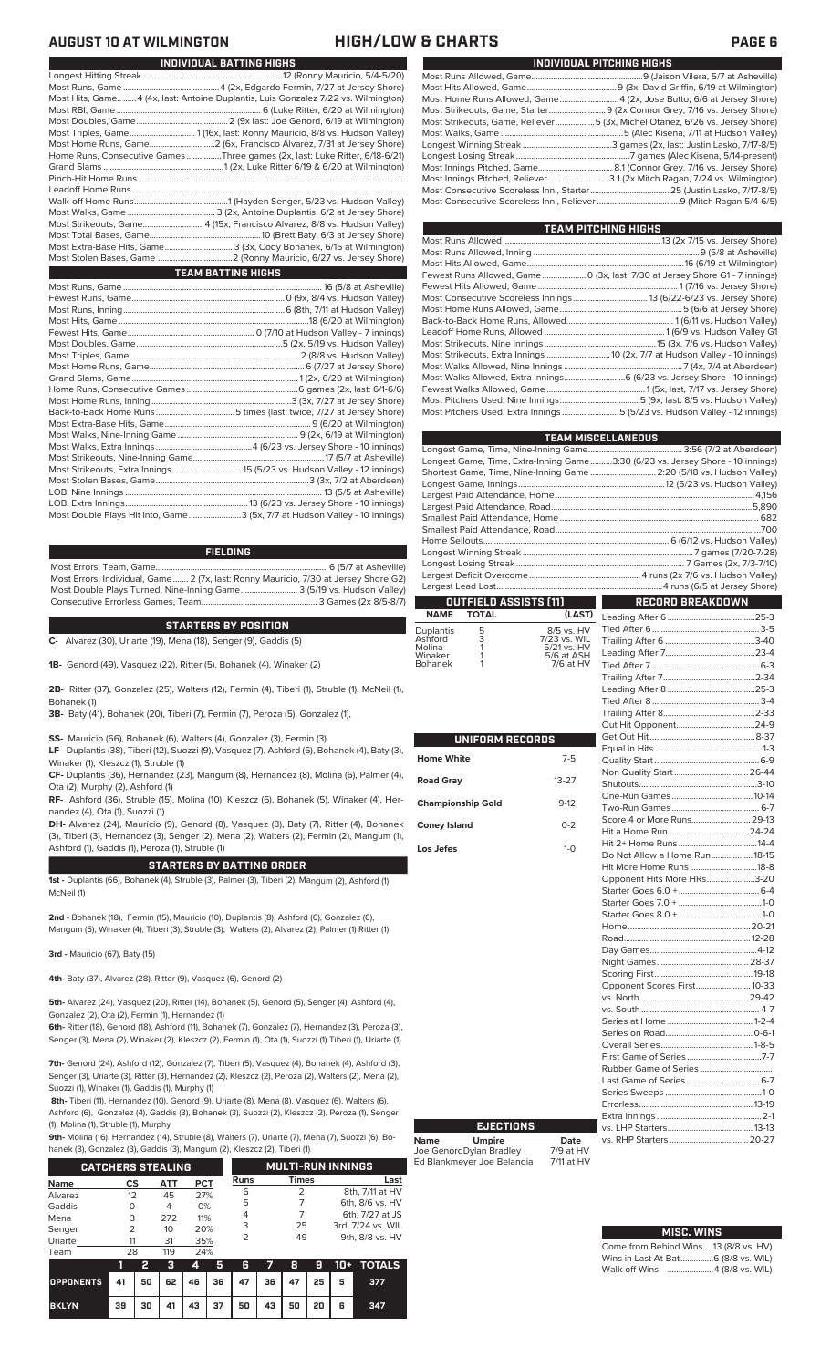# AUGUST 10 AT WILMINGTON — HIGH/LOW & CHARTS

## INDIVIDUAL BATTING HIGHS

| | |
|---|---|
| Longest Hitting Streak | 12 (Ronny Mauricio, 5/4-5/20) |
| Most Runs, Game | 4 (2x, Edgardo Fermin, 7/27 at Jersey Shore) |
| Most Hits, Game | 4 (4x, last: Antoine Duplantis, Luis Gonzalez 7/22 vs. Wilmington) |
| Most RBI, Game | 6 (Luke Ritter, 6/20 at Wilmington) |
| Most Doubles, Game | 2 (9x last: Joe Genord, 6/19 at Wilmington) |
| Most Triples, Game | 1 (16x, last: Ronny Mauricio, 8/8 vs. Hudson Valley) |
| Most Home Runs, Game | 2 (6x, Francisco Alvarez, 7/31 at Jersey Shore) |
| Home Runs, Consecutive Games | Three games (2x, last: Luke Ritter, 6/18-6/21) |
| Grand Slams | 1 (2x, Luke Ritter 6/19 & 6/20 at Wilmington) |
| Pinch-Hit Home Runs | |
| Leadoff Home Runs | |
| Walk-off Home Runs | 1 (Hayden Senger, 5/23 vs. Hudson Valley) |
| Most Walks, Game | 3 (2x, Antoine Duplantis, 6/2 at Jersey Shore) |
| Most Strikeouts, Game | 4 (15x, Francisco Alvarez, 8/8 vs. Hudson Valley) |
| Most Total Bases, Game | 10 (Brett Baty, 6/3 at Jersey Shore) |
| Most Extra-Base Hits, Game | 3 (3x, Cody Bohanek, 6/15 at Wilmington) |
| Most Stolen Bases, Game | 2 (Ronny Mauricio, 6/27 vs. Jersey Shore) |

## TEAM BATTING HIGHS

| | |
|---|---|
| Most Runs, Game | 16 (5/8 at Asheville) |
| Fewest Runs, Game | 0 (9x, 8/4 vs. Hudson Valley) |
| Most Runs, Inning | 6 (8th, 7/11 at Hudson Valley) |
| Most Hits, Game | 18 (6/20 at Wilmington) |
| Fewest Hits, Game | 0 (7/10 at Hudson Valley - 7 innings) |
| Most Doubles, Game | 5 (2x, 5/19 vs. Hudson Valley) |
| Most Triples, Game | 2 (8/8 vs. Hudson Valley) |
| Most Home Runs, Game | 6 (7/27 at Jersey Shore) |
| Grand Slams, Game | 1 (2x, 6/20 at Wilmington) |
| Home Runs, Consecutive Games | 6 games (2x, last: 6/1-6/6) |
| Most Home Runs, Inning | 3 (3x, 7/27 at Jersey Shore) |
| Back-to-Back Home Runs | 5 times (last: twice, 7/27 at Jersey Shore) |
| Most Extra-Base Hits, Game | 9 (6/20 at Wilmington) |
| Most Walks, Nine-Inning Game | 9 (2x, 6/19 at Wilmington) |
| Most Walks, Extra Innings | 4 (6/23 vs. Jersey Shore - 10 innings) |
| Most Strikeouts, Nine-Inning Game | 17 (5/7 at Asheville) |
| Most Strikeouts, Extra Innings | 15 (5/23 vs. Hudson Valley - 12 innings) |
| Most Stolen Bases, Game | 3 (3x, 7/2 at Aberdeen) |
| LOB, Nine Innings | 13 (5/5 at Asheville) |
| LOB, Extra Innings | 13 (6/23 vs. Jersey Shore - 10 innings) |
| Most Double Plays Hit into, Game | 3 (5x, 7/7 at Hudson Valley - 10 innings) |

## FIELDING

| | |
|---|---|
| Most Errors, Team, Game | 6 (5/7 at Asheville) |
| Most Errors, Individual, Game | 2 (7x, last: Ronny Mauricio, 7/30 at Jersey Shore G2) |
| Most Double Plays Turned, Nine-Inning Game | 3 (5/19 vs. Hudson Valley) |
| Consecutive Errorless Games, Team | 3 Games (2x 8/5-8/7) |

## STARTERS BY POSITION

**C-** Alvarez (30), Uriarte (19), Mena (18), Senger (9), Gaddis (5)

**1B-** Genord (49), Vasquez (22), Ritter (5), Bohanek (4), Winaker (2)

**2B-** Ritter (37), Gonzalez (25), Walters (12), Fermin (4), Tiberi (1), Struble (1), McNeil (1), Bohanek (1)

**3B-** Baty (41), Bohanek (20), Tiberi (7), Fermin (7), Peroza (5), Gonzalez (1),

**SS-** Mauricio (66), Bohanek (6), Walters (4), Gonzalez (3), Fermin (3)

**LF-** Duplantis (38), Tiberi (12), Suozzi (9), Vasquez (7), Ashford (6), Bohanek (4), Baty (3), Winaker (1), Kleszcz (1), Struble (1)

**CF-** Duplantis (36), Hernandez (23), Mangum (8), Hernandez (8), Molina (6), Palmer (4), Ota (2), Murphy (2), Ashford (1)

**RF-** Ashford (36), Struble (15), Molina (10), Kleszcz (6), Bohanek (5), Winaker (4), Hernandez (4), Ota (1), Suozzi (1)

**DH-** Alvarez (24), Mauricio (9), Genord (8), Vasquez (8), Baty (7), Ritter (4), Bohanek (3), Tiberi (3), Hernandez (3), Senger (2), Mena (2), Walters (2), Fermin (2), Mangum (1), Ashford (1), Gaddis (1), Peroza (1), Struble (1)

## STARTERS BY BATTING ORDER

**1st -** Duplantis (66), Bohanek (4), Struble (3), Palmer (3), Tiberi (2), Mangum (2), Ashford (1), McNeil (1)

**2nd -** Bohanek (18), Fermin (15), Mauricio (10), Duplantis (8), Ashford (6), Gonzalez (6), Mangum (5), Winaker (4), Tiberi (3), Struble (3), Walters (2), Alvarez (2), Palmer (1) Ritter (1)

**3rd -** Mauricio (67), Baty (15)

**4th-** Baty (37), Alvarez (28), Ritter (9), Vasquez (6), Genord (2)

**5th-** Alvarez (24), Vasquez (20), Ritter (14), Bohanek (5), Genord (5), Senger (4), Ashford (4), Gonzalez (2), Ota (2), Fermin (1), Hernandez (1)

**6th-** Ritter (18), Genord (18), Ashford (11), Bohanek (7), Gonzalez (7), Hernandez (3), Peroza (3), Senger (3), Mena (2), Winaker (2), Kleszcz (2), Fermin (1), Ota (1), Suozzi (1) Tiberi (1), Uriarte (1)

**7th-** Genord (24), Ashford (12), Gonzalez (7), Tiberi (5), Vasquez (4), Bohanek (4), Ashford (3), Senger (3), Uriarte (3), Ritter (3), Hernandez (3), Kleszcz (2), Peroza (2), Walters (2), Mena (2), Suozzi (1), Winaker (1), Gaddis (1), Murphy (1)

**8th-** Tiberi (11), Hernandez (10), Genord (9), Uriarte (8), Mena (8), Vasquez (6), Walters (6), Ashford (6), Gonzalez (4), Gaddis (4), Bohanek (3), Suozzi (2), Kleszcz (2), Peroza (1), Senger (1), Molina (1), Struble (1), Murphy

**9th-** Molina (16), Hernandez (14), Struble (8), Walters (7), Uriarte (7), Mena (7), Suozzi (6), Bohanek (3), Gonzalez (3), Gaddis (3), Mangum (2), Kleszcz (2), Tiberi (1)

## CATCHERS STEALING

| Name | CS | ATT | PCT |
|---|---|---|---|
| Alvarez | 12 | 45 | 27% |
| Gaddis | 0 | 4 | 0% |
| Mena | 3 | 272 | 11% |
| Senger | 2 | 10 | 20% |
| Uriarte | 11 | 31 | 35% |
| Team | 28 | 119 | 24% |

## MULTI-RUN INNINGS

| Runs | Times | Last |
|---|---|---|
| 6 | 2 | 8th, 7/11 at HV |
| 5 | 7 | 6th, 8/6 vs. HV |
| 4 | 7 | 6th, 7/27 at JS |
| 3 | 25 | 3rd, 7/24 vs. WIL |
| 2 | 49 | 9th, 8/8 vs. HV |

| | 1 | 2 | 3 | 4 | 5 | 6 | 7 | 8 | 9 | 10+ | TOTALS |
|---|---|---|---|---|---|---|---|---|---|---|---|
| OPPONENTS | 41 | 50 | 62 | 46 | 36 | 47 | 36 | 47 | 25 | 5 | 377 |
| BKLYN | 39 | 30 | 41 | 43 | 37 | 50 | 43 | 50 | 20 | 6 | 347 |

## INDIVIDUAL PITCHING HIGHS

| | |
|---|---|
| Most Runs Allowed, Game | 9 (Jaison Vilera, 5/7 at Asheville) |
| Most Hits Allowed, Game | 9 (3x, David Griffin, 6/19 at Wilmington) |
| Most Home Runs Allowed, Game | 4 (2x, Jose Butto, 6/6 at Jersey Shore) |
| Most Strikeouts, Game, Starter | 9 (2x Connor Grey, 7/16 vs. Jersey Shore) |
| Most Strikeouts, Game, Reliever | 5 (3x, Michel Otanez, 6/26 vs. Jersey Shore) |
| Most Walks, Game | 5 (Alec Kisena, 7/11 at Hudson Valley) |
| Longest Winning Streak | 3 games (2x, last: Justin Lasko, 7/17-8/5) |
| Longest Losing Streak | 7 games (Alec Kisena, 5/14-present) |
| Most Innings Pitched, Game | 8.1 (Connor Grey, 7/16 vs. Jersey Shore) |
| Most Innings Pitched, Reliever | 3.1 (2x (Mitch Ragan, 7/24 vs. Wilmington) |
| Most Consecutive Scoreless Inn., Starter | 25 (Justin Lasko, 7/17-8/5) |
| Most Consecutive Scoreless Inn., Reliever | 9 (Mitch Ragan 5/4-6/5) |

## TEAM PITCHING HIGHS

| | |
|---|---|
| Most Runs Allowed | 13 (2x 7/15 vs. Jersey Shore) |
| Most Runs Allowed, Inning | 9 (5/8 at Asheville) |
| Most Hits Allowed, Game | 16 (6/19 at Wilmington) |
| Fewest Runs Allowed, Game | 0 (3x, last: 7/30 at Jersey Shore G1 - 7 innings) |
| Fewest Hits Allowed, Game | 1 (7/16 vs. Jersey Shore) |
| Most Consecutive Scoreless Innings | 13 (6/22-6/23 vs. Jersey Shore) |
| Most Home Runs Allowed, Game | 5 (6/6 at Jersey Shore) |
| Back-to-Back Home Runs, Allowed | 1 (6/11 vs. Hudson Valley) |
| Leadoff Home Runs, Allowed | 1 (6/9 vs. Hudson Valley G1 |
| Most Strikeouts, Nine Innings | 15 (3x, 7/6 vs. Hudson Valley) |
| Most Strikeouts, Extra Innings | 10 (2x, 7/7 at Hudson Valley - 10 innings) |
| Most Walks Allowed, Nine Innings | 7 (4x, 7/4 at Aberdeen) |
| Most Walks Allowed, Extra Innings | 6 (6/23 vs. Jersey Shore - 10 innings) |
| Fewest Walks Allowed, Game | 1 (5x, last, 7/17 vs. Jersey Shore) |
| Most Pitchers Used, Nine Innings | 5 (9x, last: 8/5 vs. Hudson Valley) |
| Most Pitchers Used, Extra Innings | 5 (5/23 vs. Hudson Valley - 12 innings) |

## TEAM MISCELLANEOUS

| | |
|---|---|
| Longest Game, Time, Nine-Inning Game | 3:56 (7/2 at Aberdeen) |
| Longest Game, Time, Extra-Inning Game | 3:30 (6/23 vs. Jersey Shore - 10 innings) |
| Shortest Game, Time, Nine-Inning Game | 2:20 (5/18 vs. Hudson Valley) |
| Longest Game, Innings | 12 (5/23 vs. Hudson Valley) |
| Largest Paid Attendance, Home | 4,156 |
| Largest Paid Attendance, Road | 5,890 |
| Smallest Paid Attendance, Home | 682 |
| Smallest Paid Attendance, Road | 700 |
| Home Sellouts | 6 (6/12 vs. Hudson Valley) |
| Longest Winning Streak | 7 games (7/20-7/28) |
| Longest Losing Streak | 7 Games (2x, 7/3-7/10) |
| Largest Deficit Overcome | 4 runs (2x 7/6 vs. Hudson Valley) |
| Largest Lead Lost | 4 runs (6/5 at Jersey Shore) |

## OUTFIELD ASSISTS (11)

| NAME | TOTAL | (LAST) |
|---|---|---|
| Duplantis | 5 | 8/5 vs. HV |
| Ashford | 3 | 7/23 vs. WIL |
| Molina | 1 | 5/21 vs. HV |
| Winaker | 1 | 5/6 at ASH |
| Bohanek | 1 | 7/6 at HV |

## UNIFORM RECORDS

| | |
|---|---|
| Home White | 7-5 |
| Road Gray | 13-27 |
| Championship Gold | 9-12 |
| Coney Island | 0-2 |
| Los Jefes | 1-0 |

## EJECTIONS

| Name | Umpire | Date |
|---|---|---|
| Joe Genord | Dylan Bradley | 7/9 at HV |
| Ed Blankmeyer | Joe Belangia | 7/11 at HV |

## RECORD BREAKDOWN

| | |
|---|---|
| Leading After 6 | 25-3 |
| Tied After 6 | 3-5 |
| Trailing After 6 | 3-40 |
| Leading After 7 | 23-4 |
| Tied After 7 | 6-3 |
| Trailing After 7 | 2-34 |
| Leading After 8 | 25-3 |
| Tied After 8 | 3-4 |
| Trailing After 8 | 2-33 |
| Out Hit Opponent | 24-9 |
| Get Out Hit | 8-37 |
| Equal in Hits | 1-3 |
| Quality Start | 6-9 |
| Non Quality Start | 26-44 |
| Shutouts | 3-10 |
| One-Run Games | 10-14 |
| Two-Run Games | 6-7 |
| Score 4 or More Runs | 29-13 |
| Hit a Home Run | 24-24 |
| Hit 2+ Home Runs | 14-4 |
| Do Not Allow a Home Run | 18-15 |
| Hit More Home Runs | 18-8 |
| Opponent Hits More HRs | 3-20 |
| Starter Goes 6.0 + | 6-4 |
| Starter Goes 7.0 + | 1-0 |
| Starter Goes 8.0 + | 1-0 |
| Home | 20-21 |
| Road | 12-28 |
| Day Games | 4-12 |
| Night Games | 28-37 |
| Scoring First | 19-18 |
| Opponent Scores First | 10-33 |
| vs. North | 29-42 |
| vs. South | 4-7 |
| Series at Home | 1-2-4 |
| Series on Road | 0-6-1 |
| Overall Series | 1-8-5 |
| First Game of Series | 7-7 |
| Rubber Game of Series | |
| Last Game of Series | 6-7 |
| Series Sweeps | 1-0 |
| Errorless | 13-19 |
| Extra Innings | 2-1 |
| vs. LHP Starters | 13-13 |
| vs. RHP Starters | 20-27 |

## MISC. WINS

| | |
|---|---|
| Come from Behind Wins | 13 (8/8 vs. HV) |
| Wins in Last At-Bat | 6 (8/8 vs. WIL) |
| Walk-off Wins | 4 (8/8 vs. WIL) |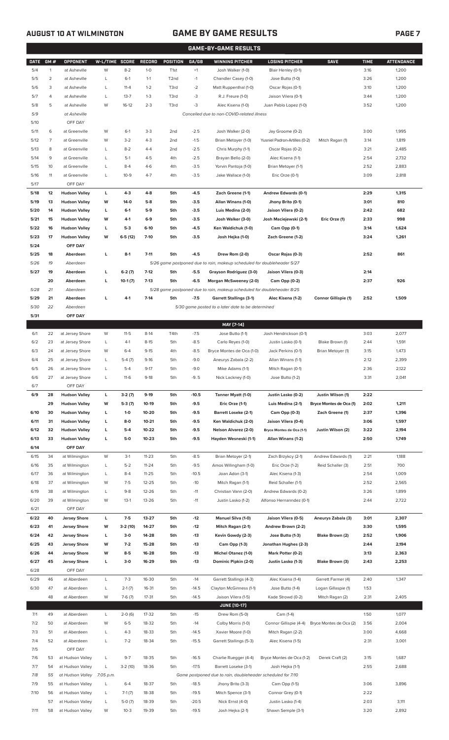## AUGUST 10 AT WILMINGTON

## GAME BY GAME RESULTS

### GAME-BY-GAME RESULTS

| DATE | GM # | OPPONENT | W-L/TIME | SCORE | RECORD | POSITION | GA/GB | WINNING PITCHER | LOSING PITCHER | SAVE | TIME | ATTENDANCE |
|---|---|---|---|---|---|---|---|---|---|---|---|---|
| 5/4 | 1 | at Asheville | W | 8-2 | 1-0 | T1st | +1 | Josh Walker (1-0) | Blair Henley (0-1) | | 3:16 | 1,200 |
| 5/5 | 2 | at Asheville | L | 6-1 | 1-1 | T2nd | -1 | Chandler Casey (1-0) | Jose Butto (1-0) | | 3:26 | 1,200 |
| 5/6 | 3 | at Asheville | L | 11-4 | 1-2 | T3rd | -2 | Matt Ruppenthal (1-0) | Oscar Rojas (0-1) | | 3:10 | 1,200 |
| 5/7 | 4 | at Asheville | L | 13-7 | 1-3 | T3rd | -3 | R.J. Freure (1-0) | Jaison Vilera (0-1) | | 3:44 | 1,200 |
| 5/8 | 5 | at Asheville | W | 16-12 | 2-3 | T3rd | -3 | Alec Kisena (1-0) | Juan Pablo Lopez (1-0) | | 3:52 | 1,200 |
| 5/9 | | at Asheville | | | | | | Cancelled due to non-COVID-related illness | | | | |
| 5/10 | | OFF DAY | | | | | | | | | | |
| 5/11 | 6 | at Greenville | W | 6-1 | 3-3 | 2nd | -2.5 | Josh Walker (2-0) | Jay Groome (0-2) | | 3:00 | 1,995 |
| 5/12 | 7 | at Greenville | W | 3-2 | 4-3 | 2nd | -1.5 | Brian Metoyer (1-0) | Yusniel Padron-Artilles (0-2) | Mitch Ragan (1) | 3:14 | 1,819 |
| 5/13 | 8 | at Greenville | L | 8-2 | 4-4 | 2nd | -2.5 | Chris Murphy (1-1) | Oscar Rojas (0-2) | | 3:21 | 2,485 |
| 5/14 | 9 | at Greenville | L | 5-1 | 4-5 | 4th | -2.5 | Brayan Bello (2-0) | Alec Kisena (1-1) | | 2:54 | 2,732 |
| 5/15 | 10 | at Greenville | L | 8-4 | 4-6 | 4th | -3.5 | Yorvin Pantoja (1-0) | Brian Metoyer (1-1) | | 2:52 | 2,883 |
| 5/16 | 11 | at Greenville | L | 10-9 | 4-7 | 4th | -3.5 | Jake Wallace (1-0) | Eric Orze (0-1) | | 3:09 | 2,818 |
| 5/17 | | OFF DAY | | | | | | | | | | |
| **5/18** | **12** | **Hudson Valley** | **L** | **4-3** | **4-8** | **5th** | **-4.5** | **Zach Greene (1-1)** | **Andrew Edwards (0-1)** | | **2:29** | **1,315** |
| **5/19** | **13** | **Hudson Valley** | **W** | **14-0** | **5-8** | **5th** | **-3.5** | **Allan Winans (1-0)** | **Jhony Brito (0-1)** | | **3:01** | **810** |
| **5/20** | **14** | **Hudson Valley** | **L** | **6-1** | **5-9** | **5th** | **-3.5** | **Luis Medina (2-0)** | **Jaison Vilera (0-2)** | | **2:42** | **682** |
| **5/21** | **15** | **Hudson Valley** | **W** | **4-1** | **6-9** | **5th** | **-3.5** | **Josh Walker (3-0)** | **Josh Maciejewski (2-1)** | **Eric Orze (1)** | **2:33** | **998** |
| **5/22** | **16** | **Hudson Valley** | **L** | **5-3** | **6-10** | **5th** | **-4.5** | **Ken Waldichuk (1-0)** | **Cam Opp (0-1)** | | **3:14** | **1,624** |
| **5/23** | **17** | **Hudson Valley** | **W** | **6-5 (12)** | **7-10** | **5th** | **-3.5** | **Josh Hejka (1-0)** | **Zach Greene (1-2)** | | **3:24** | **1,261** |
| **5/24** | | **OFF DAY** | | | | | | | | | | |
| **5/25** | **18** | **Aberdeen** | **L** | **8-1** | **7-11** | **5th** | **-4.5** | **Drew Rom (2-0)** | **Oscar Rojas (0-3)** | | **2:52** | **861** |
| 5/26 | 19 | Aberdeen | | | | | | 5/26 game postponed due to rain, makeup scheduled for doubleheader 5/27 | | | | |
| **5/27** | **19** | **Aberdeen** | **L** | **6-2 (7)** | **7-12** | **5th** | **-5.5** | **Grayson Rodriguez (3-0)** | **Jaison Vilera (0-3)** | | **2:14** | |
| | **20** | **Aberdeen** | **L** | **10-1 (7)** | **7-13** | **5th** | **-6.5** | **Morgan McSweeney (2-0)** | **Cam Opp (0-2)** | | **2:37** | **926** |
| 5/28 | 21 | Aberdeen | | | | | | 5/28 game postponed due to rain, makeup scheduled for doubleheader 8/25 | | | | |
| **5/29** | **21** | **Aberdeen** | **L** | **4-1** | **7-14** | **5th** | **-7.5** | **Garrett Stallings (3-1)** | **Alec Kisena (1-2)** | **Connor Gillispie (1)** | **2:52** | **1,509** |
| 5/30 | 22 | Aberdeen | | | | | | 5/30 game posted to a later date to be determined | | | | |
| **5/31** | | **OFF DAY** | | | | | | | | | | |
| | | | | | | | | **MAY [7-14]** | | | | |
| 6/1 | 22 | at Jersey Shore | W | 11-5 | 8-14 | T4th | -7.5 | Jose Butto (1-1) | Josh Hendrickson (0-1) | | 3:03 | 2,077 |
| 6/2 | 23 | at Jersey Shore | L | 4-1 | 8-15 | 5th | -8.5 | Carlo Reyes (1-0) | Justin Lasko (0-1) | Blake Brown (1) | 2:44 | 1,591 |
| 6/3 | 24 | at Jersey Shore | W | 6-4 | 9-15 | 4th | -8.5 | Bryce Montes de Oca (1-0) | Jack Perkins (0-1) | Brian Metoyer (1) | 3:15 | 1,473 |
| 6/4 | 25 | at Jersey Shore | L | 5-4 (7) | 9-16 | 5th | -9.0 | Aneurys Zabala (2-2) | Allan Winans (1-1) | | 2:12 | 2,399 |
| 6/5 | 26 | at Jersey Shore | L | 5-4 | 9-17 | 5th | -9.0 | Mike Adams (1-1) | Mitch Ragan (0-1) | | 2:36 | 2,122 |
| 6/6 | 27 | at Jersey Shore | L | 11-6 | 9-18 | 5th | -9..5 | Nick Lackney (1-0) | Jose Butto (1-2) | | 3:31 | 2,041 |
| 6/7 | | OFF DAY | | | | | | | | | | |
| **6/9** | **28** | **Hudson Valley** | **L** | **3-2 (7)** | **9-19** | **5th** | **-10.5** | **Tanner Myatt (1-0)** | **Justin Lasko (0-2)** | **Justin Wilson (1)** | **2:22** | |
| | **29** | **Hudson Valley** | **W** | **5-3 (7)** | **10-19** | **5th** | **-9.5** | **Eric Orze (1-1)** | **Luis Medina (2-1)** | **Bryce Montes de Oca (1)** | **2:02** | **1,211** |
| **6/10** | **30** | **Hudson Valley** | **L** | **1-0** | **10-20** | **5th** | **-9.5** | **Barrett Loseke (2-1)** | **Cam Opp (0-3)** | **Zach Greene (1)** | **2:37** | **1,396** |
| **6/11** | **31** | **Hudson Valley** | **L** | **8-0** | **10-21** | **5th** | **-9.5** | **Ken Waldichuk (2-0)** | **Jaison Vilera (0-4)** | | **3:06** | **1,597** |
| **6/12** | **32** | **Hudson Valley** | **L** | **5-4** | **10-22** | **5th** | **-9.5** | **Nelson Alvarez (2-0)** | **Bryce Montes de Oca (1-1)** | **Justin Wilson (2)** | **3:22** | **2,194** |
| **6/13** | **33** | **Hudson Valley** | **L** | **5-0** | **10-23** | **5th** | **-9.5** | **Hayden Wesneski (1-1)** | **Allan Winans (1-2)** | | **2:50** | **1,749** |
| **6/14** | | **OFF DAY** | | | | | | | | | | |
| 6/15 | 34 | at Wilmington | W | 3-1 | 11-23 | 5th | -8.5 | Brian Metoyer (2-1) | Zach Brzykcy (2-1) | Andrew Edwards (1) | 2:21 | 1,188 |
| 6/16 | 35 | at Wilmington | L | 5-2 | 11-24 | 5th | -9.5 | Amos Willingham (1-0) | Eric Orze (1-2) | Reid Schaller (3) | 2:51 | 700 |
| 6/17 | 36 | at Wilmington | L | 8-4 | 11-25 | 5th | -10.5 | Joan Adon (3-1) | Alec Kisena (1-3) | | 2:54 | 1,009 |
| 6/18 | 37 | at Wilmington | W | 7-5 | 12-25 | 5th | -10 | Mitch Ragan (1-1) | Reid Schaller (1-1) | | 2:52 | 2,565 |
| 6/19 | 38 | at Wilmington | L | 9-8 | 12-26 | 5th | -11 | Christian Vann (2-0) | Andrew Edwards (0-2) | | 3:26 | 1,899 |
| 6/20 | 39 | at Wilmington | W | 13-1 | 13-26 | 5th | -11 | Justin Lasko (1-2) | Alfonso Hernanndez (0-1) | | 2:44 | 2,722 |
| 6/21 | | OFF DAY | | | | | | | | | | |
| **6/22** | **40** | **Jersey Shore** | **L** | **7-5** | **13-27** | **5th** | **-12** | **Manuel Silva (1-0)** | **Jaison Vilera (0-5)** | **Aneurys Zabala (3)** | **3:01** | **2,307** |
| **6/23** | **41** | **Jersey Shore** | **W** | **3-2 (10)** | **14-27** | **5th** | **-12** | **Mitch Ragan (2-1)** | **Andrew Brown (2-2)** | | **3:30** | **1,595** |
| **6/24** | **42** | **Jersey Shore** | **L** | **3-0** | **14-28** | **5th** | **-13** | **Kevin Gowdy (2-3)** | **Jose Butto (1-3)** | **Blake Brown (2)** | **2:52** | **1,906** |
| **6/25** | **43** | **Jersey Shore** | **W** | **7-2** | **15-28** | **5th** | **-13** | **Cam Opp (1-3)** | **Jonathan Hughes (2-3)** | | **2:44** | **2,194** |
| **6/26** | **44** | **Jersey Shore** | **W** | **8-5** | **16-28** | **5th** | **-13** | **Michel Otanez (1-0)** | **Mark Potter (0-2)** | | **3:13** | **2,363** |
| **6/27** | **45** | **Jersey Shore** | **L** | **3-0** | **16-29** | **5th** | **-13** | **Dominic Pipkin (2-0)** | **Justin Lasko (1-3)** | **Blake Brown (3)** | **2:43** | **2,253** |
| 6/28 | | OFF DAY | | | | | | | | | | |
| 6/29 | 46 | at Aberdeen | L | 7-3 | 16-30 | 5th | -14 | Garrett Stallings (4-3) | Alec Kisena (1-4) | Garrett Farmer (4) | 2:40 | 1,347 |
| 6/30 | 47 | at Aberdeen | L | 2-1 (7) | 16-31 | 5th | -14.5 | Clayton McGinness (1-1) | Jose Butto (1-4) | Logan Gillaspie (1) | 1:53 | |
| | 48 | at Aberdeen | W | 7-6 (7) | 17-31 | 5th | -14.5 | Jaison Vilera (1-5) | Kade Strowd (0-2) | Mitch Ragan (2) | 2:31 | 2,405 |
| | | | | | | | | **JUNE [10-17]** | | | | |
| 7/1 | 49 | at Aberdeen | L | 2-0 (6) | 17-32 | 5th | -15 | Drew Rom (5-0) | Cam (1-4) | | 1:50 | 1,077 |
| 7/2 | 50 | at Aberdeen | W | 6-5 | 18-32 | 5th | -14 | Colby Morris (1-0) | Connor Gillispie (4-4) | Bryce Montes de Oca (2) | 3:56 | 2,004 |
| 7/3 | 51 | at Aberdeen | L | 4-3 | 18-33 | 5th | -14.5 | Xavier Moore (1-0) | Mitch Ragan (2-2) | | 3:00 | 4,668 |
| 7/4 | 52 | at Aberdeen | L | 7-2 | 18-34 | 5th | -15.5 | Garrett Stallings (5-3) | Alec Kisena (1-5) | | 2:31 | 3,001 |
| 7/5 | | OFF DAY | | | | | | | | | | |
| 7/6 | 53 | at Hudson Valley | L | 9-7 | 18-35 | 5th | -16.5 | Charlie Ruegger (4-4) | Bryce Montes de Oca (1-2) | Derek Craft (2) | 3:15 | 1,687 |
| 7/7 | 54 | at Hudson Valley | L | 3-2 (10) | 18-36 | 5th | -17.5 | Barrett Loseke (3-1) | Josh Hejka (1-1) | | 2:55 | 2,688 |
| 7/8 | 55 | at Hudson Valley | 7:05 p.m. | | | | | Game postponed due to rain, doubleheader scheduled for 7/10 | | | | |
| 7/9 | 55 | at Hudson Valley | L | 6-4 | 18-37 | 5th | -18.5 | Jhony Brito (3-3) | Cam Opp (1-5) | | 3:06 | 3,896 |
| 7/10 | 56 | at Hudson Valley | L | 7-1 (7) | 18-38 | 5th | -19.5 | Mitch Spence (3-1) | Connor Grey (0-1) | | 2:22 | |
| | 57 | at Hudson Valley | L | 5-0 (7) | 18-39 | 5th | -20.5 | Nick Ernst (4-0) | Justin Lasko (1-4) | | 2:03 | 3,111 |
| 7/11 | 58 | at Hudson Valley | W | 10-3 | 19-39 | 5th | -19.5 | Josh Hejka (2-1) | Shawn Semple (3-1) | | 3:20 | 2,892 |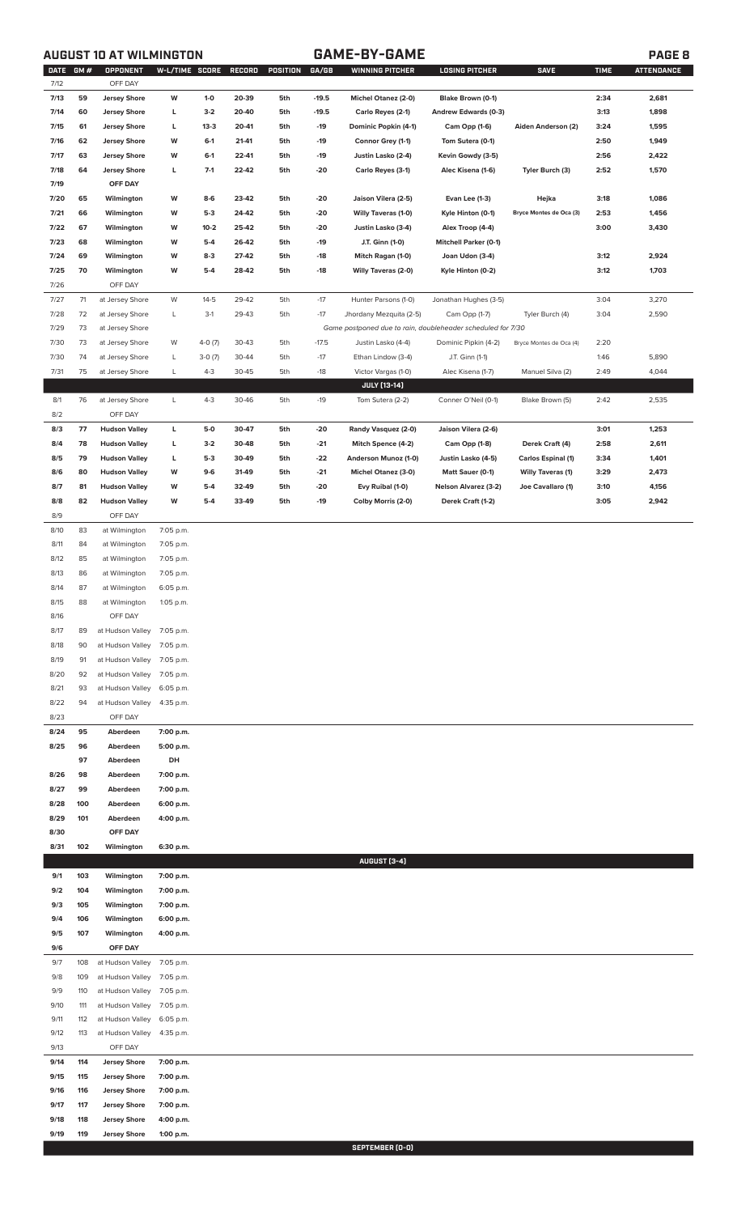## AUGUST 10 AT WILMINGTON — GAME-BY-GAME

| DATE | GM # | OPPONENT | W-L/TIME | SCORE | RECORD | POSITION | GA/GB | WINNING PITCHER | LOSING PITCHER | SAVE | TIME | ATTENDANCE |
|---|---|---|---|---|---|---|---|---|---|---|---|---|
| 7/12 | | OFF DAY | | | | | | | | | | |
| 7/13 | 59 | Jersey Shore | W | 1-0 | 20-39 | 5th | -19.5 | Michel Otanez (2-0) | Blake Brown (0-1) | | 2:34 | 2,681 |
| 7/14 | 60 | Jersey Shore | L | 3-2 | 20-40 | 5th | -19.5 | Carlo Reyes (2-1) | Andrew Edwards (0-3) | | 3:13 | 1,898 |
| 7/15 | 61 | Jersey Shore | L | 13-3 | 20-41 | 5th | -19 | Dominic Popkin (4-1) | Cam Opp (1-6) | Aiden Anderson (2) | 3:24 | 1,595 |
| 7/16 | 62 | Jersey Shore | W | 6-1 | 21-41 | 5th | -19 | Connor Grey (1-1) | Tom Sutera (0-1) | | 2:50 | 1,949 |
| 7/17 | 63 | Jersey Shore | W | 6-1 | 22-41 | 5th | -19 | Justin Lasko (2-4) | Kevin Gowdy (3-5) | | 2:56 | 2,422 |
| 7/18 | 64 | Jersey Shore | L | 7-1 | 22-42 | 5th | -20 | Carlo Reyes (3-1) | Alec Kisena (1-6) | Tyler Burch (3) | 2:52 | 1,570 |
| 7/19 | | OFF DAY | | | | | | | | | | |
| 7/20 | 65 | Wilmington | W | 8-6 | 23-42 | 5th | -20 | Jaison Vilera (2-5) | Evan Lee (1-3) | Hejka | 3:18 | 1,086 |
| 7/21 | 66 | Wilmington | W | 5-3 | 24-42 | 5th | -20 | Willy Taveras (1-0) | Kyle Hinton (0-1) | Bryce Montes de Oca (3) | 2:53 | 1,456 |
| 7/22 | 67 | Wilmington | W | 10-2 | 25-42 | 5th | -20 | Justin Lasko (3-4) | Alex Troop (4-4) | | 3:00 | 3,430 |
| 7/23 | 68 | Wilmington | W | 5-4 | 26-42 | 5th | -19 | J.T. Ginn (1-0) | Mitchell Parker (0-1) | | | |
| 7/24 | 69 | Wilmington | W | 8-3 | 27-42 | 5th | -18 | Mitch Ragan (1-0) | Joan Udon (3-4) | | 3:12 | 2,924 |
| 7/25 | 70 | Wilmington | W | 5-4 | 28-42 | 5th | -18 | Willy Taveras (2-0) | Kyle Hinton (0-2) | | 3:12 | 1,703 |
| 7/26 | | OFF DAY | | | | | | | | | | |
| 7/27 | 71 | at Jersey Shore | W | 14-5 | 29-42 | 5th | -17 | Hunter Parsons (1-0) | Jonathan Hughes (3-5) | | 3:04 | 3,270 |
| 7/28 | 72 | at Jersey Shore | L | 3-1 | 29-43 | 5th | -17 | Jhordany Mezquita (2-5) | Cam Opp (1-7) | Tyler Burch (4) | 3:04 | 2,590 |
| 7/29 | 73 | at Jersey Shore | | | | | | Game postponed due to rain, doubleheader scheduled for 7/30 | | | | |
| 7/30 | 73 | at Jersey Shore | W | 4-0 (7) | 30-43 | 5th | -17.5 | Justin Lasko (4-4) | Dominic Pipkin (4-2) | Bryce Montes de Oca (4) | 2:20 | |
| 7/30 | 74 | at Jersey Shore | L | 3-0 (7) | 30-44 | 5th | -17 | Ethan Lindow (3-4) | J.T. Ginn (1-1) | | 1:46 | 5,890 |
| 7/31 | 75 | at Jersey Shore | L | 4-3 | 30-45 | 5th | -18 | Victor Vargas (1-0) | Alec Kisena (1-7) | Manuel Silva (2) | 2:49 | 4,044 |
| | | | | | | | | **JULY (13-14)** | | | | |
| 8/1 | 76 | at Jersey Shore | L | 4-3 | 30-46 | 5th | -19 | Tom Sutera (2-2) | Conner O'Neil (0-1) | Blake Brown (5) | 2:42 | 2,535 |
| 8/2 | | OFF DAY | | | | | | | | | | |
| 8/3 | 77 | Hudson Valley | L | 5-0 | 30-47 | 5th | -20 | Randy Vasquez (2-0) | Jaison Vilera (2-6) | | 3:01 | 1,253 |
| 8/4 | 78 | Hudson Valley | L | 3-2 | 30-48 | 5th | -21 | Mitch Spence (4-2) | Cam Opp (1-8) | Derek Craft (4) | 2:58 | 2,611 |
| 8/5 | 79 | Hudson Valley | L | 5-3 | 30-49 | 5th | -22 | Anderson Munoz (1-0) | Justin Lasko (4-5) | Carlos Espinal (1) | 3:34 | 1,401 |
| 8/6 | 80 | Hudson Valley | W | 9-6 | 31-49 | 5th | -21 | Michel Otanez (3-0) | Matt Sauer (0-1) | Willy Taveras (1) | 3:29 | 2,473 |
| 8/7 | 81 | Hudson Valley | W | 5-4 | 32-49 | 5th | -20 | Evy Ruibal (1-0) | Nelson Alvarez (3-2) | Joe Cavallaro (1) | 3:10 | 4,156 |
| 8/8 | 82 | Hudson Valley | W | 5-4 | 33-49 | 5th | -19 | Colby Morris (2-0) | Derek Craft (1-2) | | 3:05 | 2,942 |
| 8/9 | | OFF DAY | | | | | | | | | | |
| 8/10 | 83 | at Wilmington | 7:05 p.m. | | | | | | | | | |
| 8/11 | 84 | at Wilmington | 7:05 p.m. | | | | | | | | | |
| 8/12 | 85 | at Wilmington | 7:05 p.m. | | | | | | | | | |
| 8/13 | 86 | at Wilmington | 7:05 p.m. | | | | | | | | | |
| 8/14 | 87 | at Wilmington | 6:05 p.m. | | | | | | | | | |
| 8/15 | 88 | at Wilmington | 1:05 p.m. | | | | | | | | | |
| 8/16 | | OFF DAY | | | | | | | | | | |
| 8/17 | 89 | at Hudson Valley | 7:05 p.m. | | | | | | | | | |
| 8/18 | 90 | at Hudson Valley | 7:05 p.m. | | | | | | | | | |
| 8/19 | 91 | at Hudson Valley | 7:05 p.m. | | | | | | | | | |
| 8/20 | 92 | at Hudson Valley | 7:05 p.m. | | | | | | | | | |
| 8/21 | 93 | at Hudson Valley | 6:05 p.m. | | | | | | | | | |
| 8/22 | 94 | at Hudson Valley | 4:35 p.m. | | | | | | | | | |
| 8/23 | | OFF DAY | | | | | | | | | | |
| 8/24 | 95 | Aberdeen | 7:00 p.m. | | | | | | | | | |
| 8/25 | 96 | Aberdeen | 5:00 p.m. | | | | | | | | | |
| | 97 | Aberdeen | DH | | | | | | | | | |
| 8/26 | 98 | Aberdeen | 7:00 p.m. | | | | | | | | | |
| 8/27 | 99 | Aberdeen | 7:00 p.m. | | | | | | | | | |
| 8/28 | 100 | Aberdeen | 6:00 p.m. | | | | | | | | | |
| 8/29 | 101 | Aberdeen | 4:00 p.m. | | | | | | | | | |
| 8/30 | | OFF DAY | | | | | | | | | | |
| 8/31 | 102 | Wilmington | 6:30 p.m. | | | | | | | | | |
| | | | | | | | | **AUGUST (3-4)** | | | | |
| 9/1 | 103 | Wilmington | 7:00 p.m. | | | | | | | | | |
| 9/2 | 104 | Wilmington | 7:00 p.m. | | | | | | | | | |
| 9/3 | 105 | Wilmington | 7:00 p.m. | | | | | | | | | |
| 9/4 | 106 | Wilmington | 6:00 p.m. | | | | | | | | | |
| 9/5 | 107 | Wilmington | 4:00 p.m. | | | | | | | | | |
| 9/6 | | OFF DAY | | | | | | | | | | |
| 9/7 | 108 | at Hudson Valley | 7:05 p.m. | | | | | | | | | |
| 9/8 | 109 | at Hudson Valley | 7:05 p.m. | | | | | | | | | |
| 9/9 | 110 | at Hudson Valley | 7:05 p.m. | | | | | | | | | |
| 9/10 | 111 | at Hudson Valley | 7:05 p.m. | | | | | | | | | |
| 9/11 | 112 | at Hudson Valley | 6:05 p.m. | | | | | | | | | |
| 9/12 | 113 | at Hudson Valley | 4:35 p.m. | | | | | | | | | |
| 9/13 | | OFF DAY | | | | | | | | | | |
| 9/14 | 114 | Jersey Shore | 7:00 p.m. | | | | | | | | | |
| 9/15 | 115 | Jersey Shore | 7:00 p.m. | | | | | | | | | |
| 9/16 | 116 | Jersey Shore | 7:00 p.m. | | | | | | | | | |
| 9/17 | 117 | Jersey Shore | 7:00 p.m. | | | | | | | | | |
| 9/18 | 118 | Jersey Shore | 4:00 p.m. | | | | | | | | | |
| 9/19 | 119 | Jersey Shore | 1:00 p.m. | | | | | | | | | |
| | | | | | | | | **SEPTEMBER (0-0)** | | | | |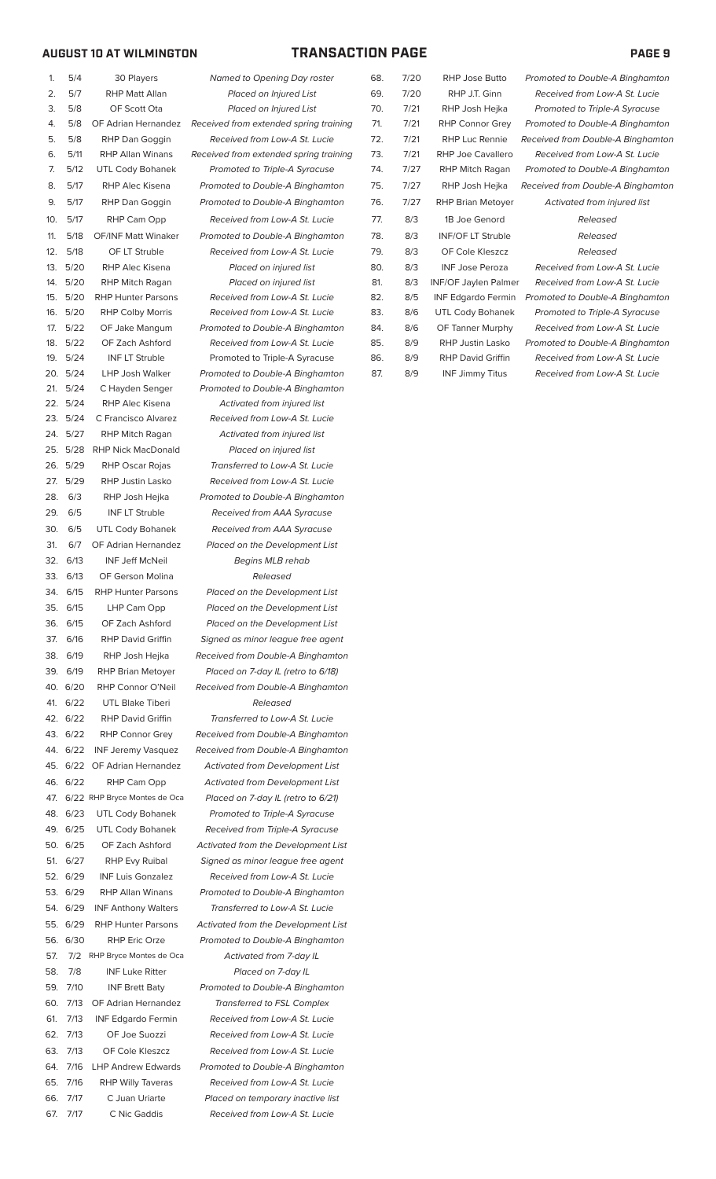# TRANSACTION PAGE

| | | | |
|---|---|---|---|
| 1. | 5/4 | 30 Players | *Named to Opening Day roster* |
| 2. | 5/7 | RHP Matt Allan | *Placed on Injured List* |
| 3. | 5/8 | OF Scott Ota | *Placed on Injured List* |
| 4. | 5/8 | OF Adrian Hernandez | *Received from extended spring training* |
| 5. | 5/8 | RHP Dan Goggin | *Received from Low-A St. Lucie* |
| 6. | 5/11 | RHP Allan Winans | *Received from extended spring training* |
| 7. | 5/12 | UTL Cody Bohanek | *Promoted to Triple-A Syracuse* |
| 8. | 5/17 | RHP Alec Kisena | *Promoted to Double-A Binghamton* |
| 9. | 5/17 | RHP Dan Goggin | *Promoted to Double-A Binghamton* |
| 10. | 5/17 | RHP Cam Opp | *Received from Low-A St. Lucie* |
| 11. | 5/18 | OF/INF Matt Winaker | *Promoted to Double-A Binghamton* |
| 12. | 5/18 | OF LT Struble | *Received from Low-A St. Lucie* |
| 13. | 5/20 | RHP Alec Kisena | *Placed on injured list* |
| 14. | 5/20 | RHP Mitch Ragan | *Placed on injured list* |
| 15. | 5/20 | RHP Hunter Parsons | *Received from Low-A St. Lucie* |
| 16. | 5/20 | RHP Colby Morris | *Received from Low-A St. Lucie* |
| 17. | 5/22 | OF Jake Mangum | *Promoted to Double-A Binghamton* |
| 18. | 5/22 | OF Zach Ashford | *Received from Low-A St. Lucie* |
| 19. | 5/24 | INF LT Struble | Promoted to Triple-A Syracuse |
| 20. | 5/24 | LHP Josh Walker | *Promoted to Double-A Binghamton* |
| 21. | 5/24 | C Hayden Senger | *Promoted to Double-A Binghamton* |
| 22. | 5/24 | RHP Alec Kisena | *Activated from injured list* |
| 23. | 5/24 | C Francisco Alvarez | *Received from Low-A St. Lucie* |
| 24. | 5/27 | RHP Mitch Ragan | *Activated from injured list* |
| 25. | 5/28 | RHP Nick MacDonald | *Placed on injured list* |
| 26. | 5/29 | RHP Oscar Rojas | *Transferred to Low-A St. Lucie* |
| 27. | 5/29 | RHP Justin Lasko | *Received from Low-A St. Lucie* |
| 28. | 6/3 | RHP Josh Hejka | *Promoted to Double-A Binghamton* |
| 29. | 6/5 | INF LT Struble | *Received from AAA Syracuse* |
| 30. | 6/5 | UTL Cody Bohanek | *Received from AAA Syracuse* |
| 31. | 6/7 | OF Adrian Hernandez | *Placed on the Development List* |
| 32. | 6/13 | INF Jeff McNeil | *Begins MLB rehab* |
| 33. | 6/13 | OF Gerson Molina | *Released* |
| 34. | 6/15 | RHP Hunter Parsons | *Placed on the Development List* |
| 35. | 6/15 | LHP Cam Opp | *Placed on the Development List* |
| 36. | 6/15 | OF Zach Ashford | *Placed on the Development List* |
| 37. | 6/16 | RHP David Griffin | *Signed as minor league free agent* |
| 38. | 6/19 | RHP Josh Hejka | *Received from Double-A Binghamton* |
| 39. | 6/19 | RHP Brian Metoyer | *Placed on 7-day IL (retro to 6/18)* |
| 40. | 6/20 | RHP Connor O'Neil | *Received from Double-A Binghamton* |
| 41. | 6/22 | UTL Blake Tiberi | *Released* |
| 42. | 6/22 | RHP David Griffin | *Transferred to Low-A St. Lucie* |
| 43. | 6/22 | RHP Connor Grey | *Received from Double-A Binghamton* |
| 44. | 6/22 | INF Jeremy Vasquez | *Received from Double-A Binghamton* |
| 45. | 6/22 | OF Adrian Hernandez | *Activated from Development List* |
| 46. | 6/22 | RHP Cam Opp | *Activated from Development List* |
| 47. | 6/22 | RHP Bryce Montes de Oca | *Placed on 7-day IL (retro to 6/21)* |
| 48. | 6/23 | UTL Cody Bohanek | *Promoted to Triple-A Syracuse* |
| 49. | 6/25 | UTL Cody Bohanek | *Received from Triple-A Syracuse* |
| 50. | 6/25 | OF Zach Ashford | *Activated from the Development List* |
| 51. | 6/27 | RHP Evy Ruibal | *Signed as minor league free agent* |
| 52. | 6/29 | INF Luis Gonzalez | *Received from Low-A St. Lucie* |
| 53. | 6/29 | RHP Allan Winans | *Promoted to Double-A Binghamton* |
| 54. | 6/29 | INF Anthony Walters | *Transferred to Low-A St. Lucie* |
| 55. | 6/29 | RHP Hunter Parsons | *Activated from the Development List* |
| 56. | 6/30 | RHP Eric Orze | *Promoted to Double-A Binghamton* |
| 57. | 7/2 | RHP Bryce Montes de Oca | *Activated from 7-day IL* |
| 58. | 7/8 | INF Luke Ritter | *Placed on 7-day IL* |
| 59. | 7/10 | INF Brett Baty | *Promoted to Double-A Binghamton* |
| 60. | 7/13 | OF Adrian Hernandez | *Transferred to FSL Complex* |
| 61. | 7/13 | INF Edgardo Fermin | *Received from Low-A St. Lucie* |
| 62. | 7/13 | OF Joe Suozzi | *Received from Low-A St. Lucie* |
| 63. | 7/13 | OF Cole Kleszcz | *Received from Low-A St. Lucie* |
| 64. | 7/16 | LHP Andrew Edwards | *Promoted to Double-A Binghamton* |
| 65. | 7/16 | RHP Willy Taveras | *Received from Low-A St. Lucie* |
| 66. | 7/17 | C Juan Uriarte | *Placed on temporary inactive list* |
| 67. | 7/17 | C Nic Gaddis | *Received from Low-A St. Lucie* |
| 68. | 7/20 | RHP Jose Butto | *Promoted to Double-A Binghamton* |
| 69. | 7/20 | RHP J.T. Ginn | *Received from Low-A St. Lucie* |
| 70. | 7/21 | RHP Josh Hejka | *Promoted to Triple-A Syracuse* |
| 71. | 7/21 | RHP Connor Grey | *Promoted to Double-A Binghamton* |
| 72. | 7/21 | RHP Luc Rennie | *Received from Double-A Binghamton* |
| 73. | 7/21 | RHP Joe Cavallero | *Received from Low-A St. Lucie* |
| 74. | 7/27 | RHP Mitch Ragan | *Promoted to Double-A Binghamton* |
| 75. | 7/27 | RHP Josh Hejka | *Received from Double-A Binghamton* |
| 76. | 7/27 | RHP Brian Metoyer | *Activated from injured list* |
| 77. | 8/3 | 1B Joe Genord | *Released* |
| 78. | 8/3 | INF/OF LT Struble | *Released* |
| 79. | 8/3 | OF Cole Kleszcz | *Released* |
| 80. | 8/3 | INF Jose Peroza | *Received from Low-A St. Lucie* |
| 81. | 8/3 | INF/OF Jaylen Palmer | *Received from Low-A St. Lucie* |
| 82. | 8/5 | INF Edgardo Fermin | *Promoted to Double-A Binghamton* |
| 83. | 8/6 | UTL Cody Bohanek | *Promoted to Triple-A Syracuse* |
| 84. | 8/6 | OF Tanner Murphy | *Received from Low-A St. Lucie* |
| 85. | 8/9 | RHP Justin Lasko | *Promoted to Double-A Binghamton* |
| 86. | 8/9 | RHP David Griffin | *Received from Low-A St. Lucie* |
| 87. | 8/9 | INF Jimmy Titus | *Received from Low-A St. Lucie* |